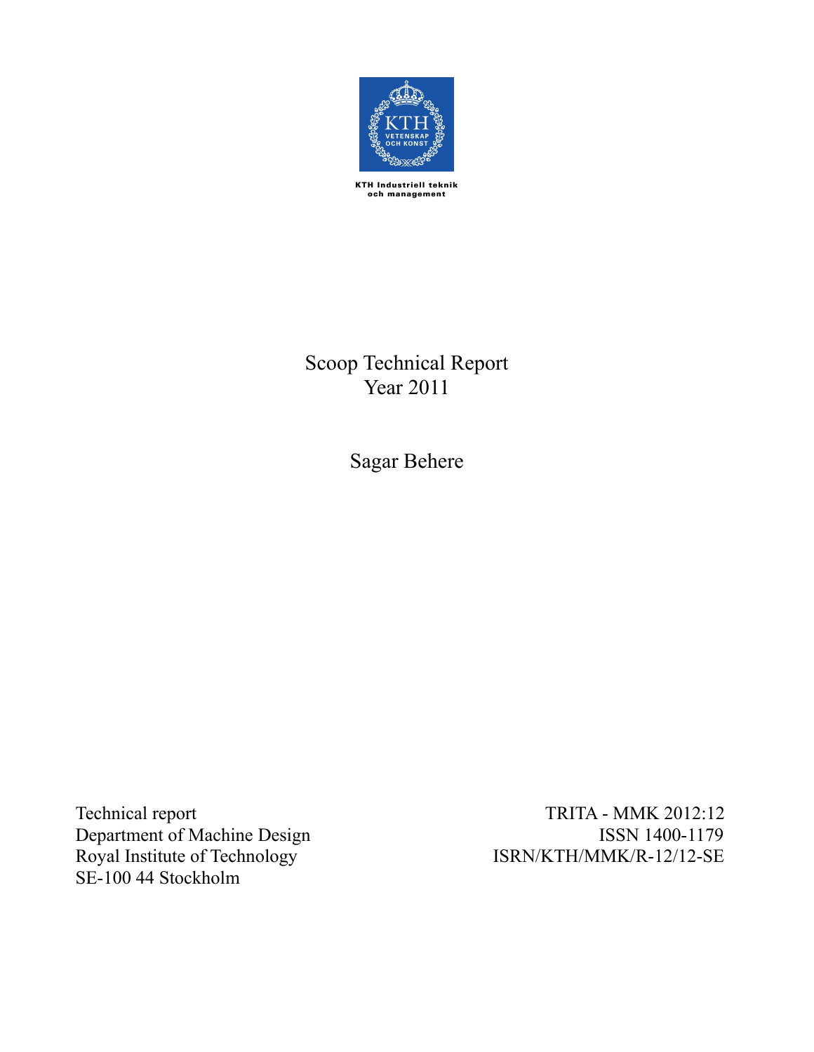KTH Industriell teknik och management

# Scoop Technical Report
Year 2011

Sagar Behere

Technical report
Department of Machine Design
Royal Institute of Technology
SE-100 44 Stockholm

TRITA - MMK 2012:12
ISSN 1400-1179
ISRN/KTH/MMK/R-12/12-SE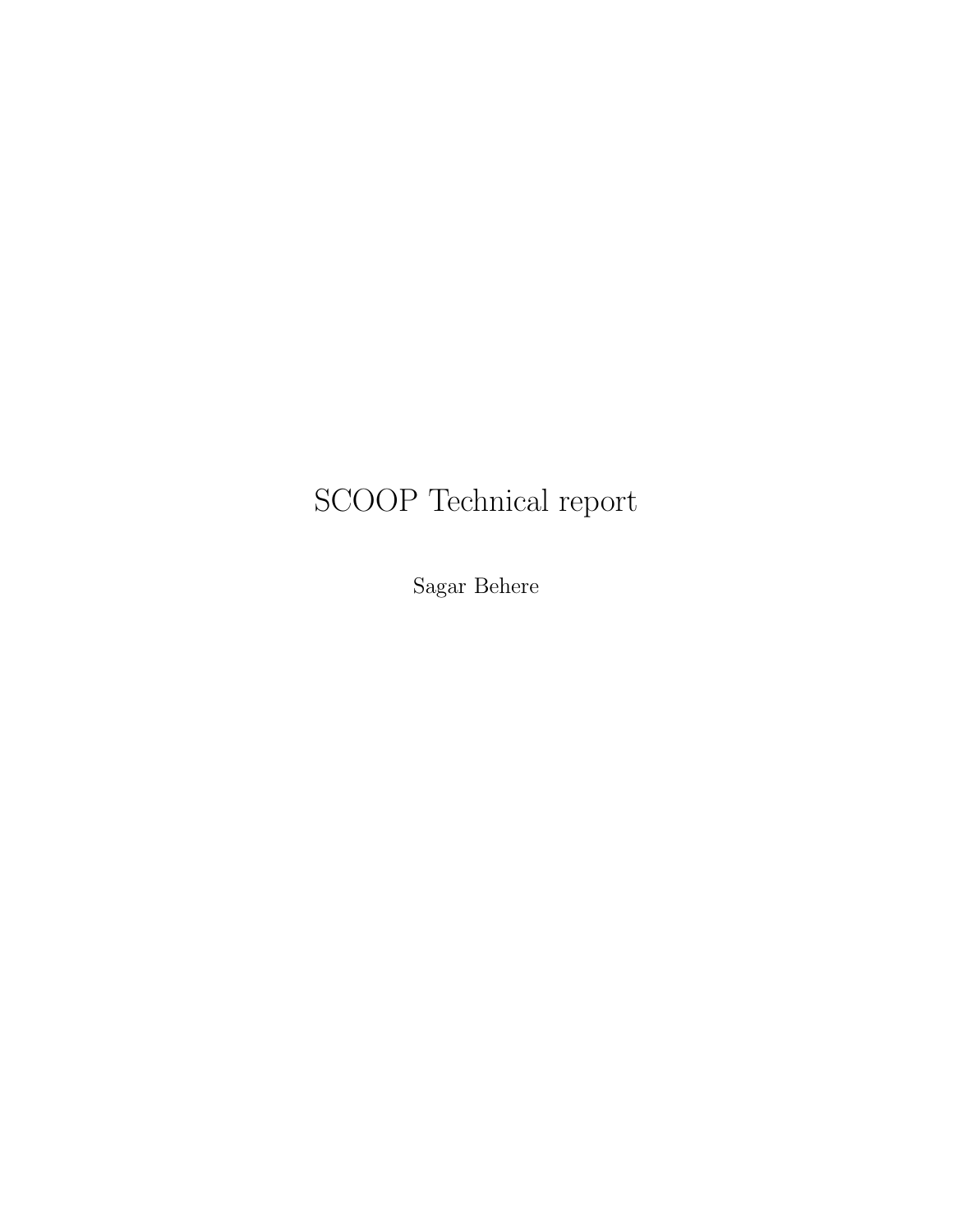# SCOOP Technical report

Sagar Behere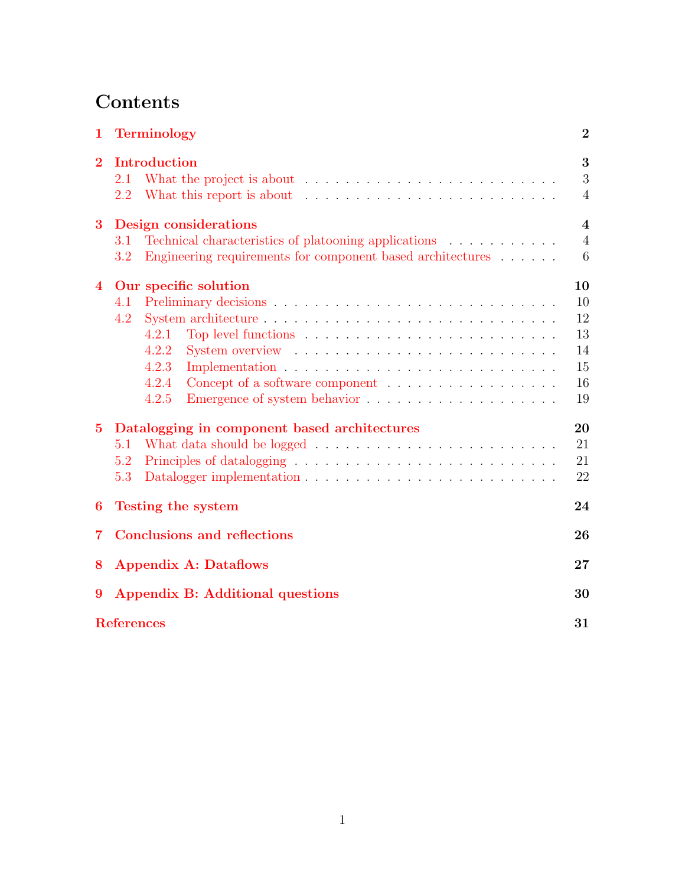# Contents

**1 Terminology** **2**

**2 Introduction** **3**
- 2.1 What the project is about . . . . . 3
- 2.2 What this report is about . . . . . 4

**3 Design considerations** **4**
- 3.1 Technical characteristics of platooning applications . . . . . 4
- 3.2 Engineering requirements for component based architectures . . . . . 6

**4 Our specific solution** **10**
- 4.1 Preliminary decisions . . . . . 10
- 4.2 System architecture . . . . . 12
  - 4.2.1 Top level functions . . . . . 13
  - 4.2.2 System overview . . . . . 14
  - 4.2.3 Implementation . . . . . 15
  - 4.2.4 Concept of a software component . . . . . 16
  - 4.2.5 Emergence of system behavior . . . . . 19

**5 Datalogging in component based architectures** **20**
- 5.1 What data should be logged . . . . . 21
- 5.2 Principles of datalogging . . . . . 21
- 5.3 Datalogger implementation . . . . . 22

**6 Testing the system** **24**

**7 Conclusions and reflections** **26**

**8 Appendix A: Dataflows** **27**

**9 Appendix B: Additional questions** **30**

**References** **31**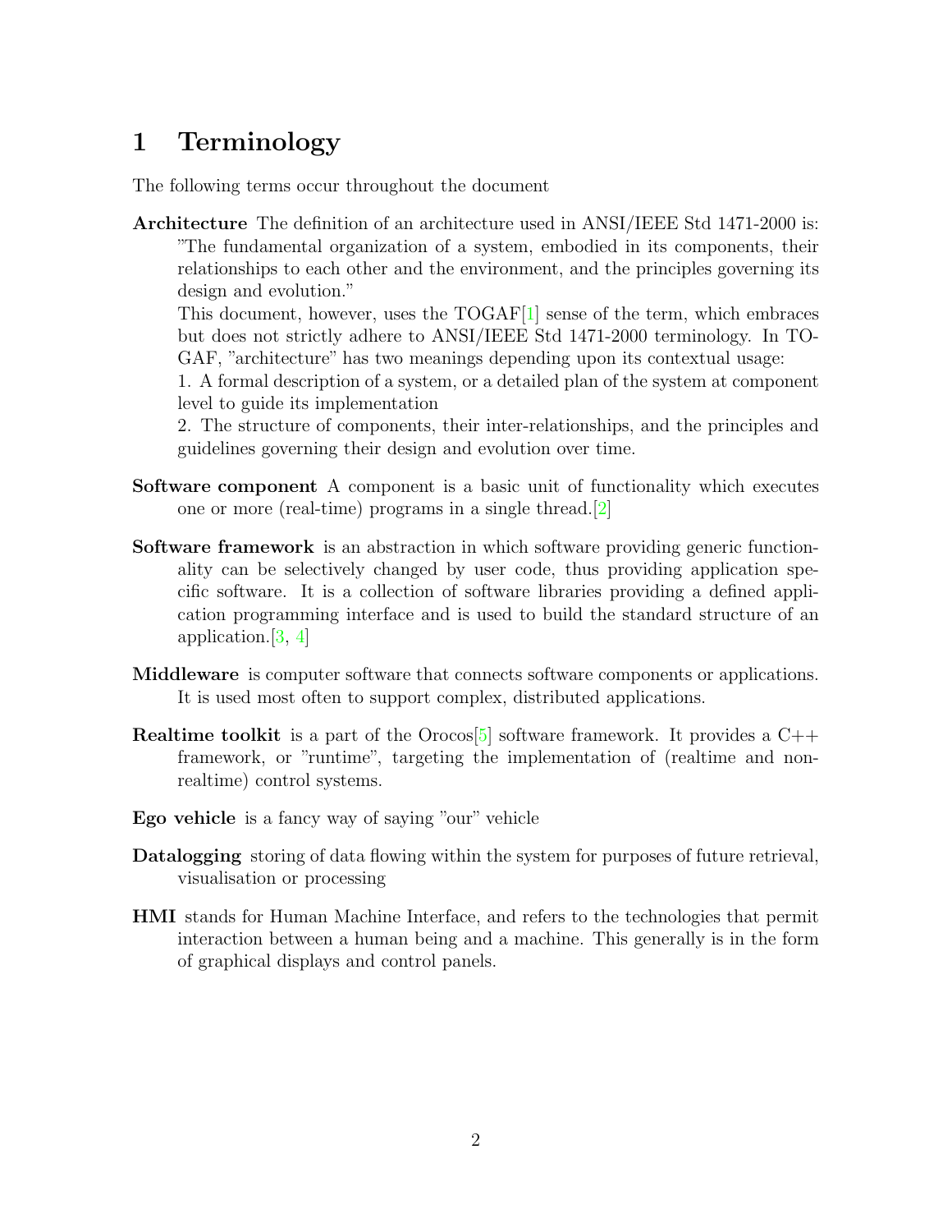# 1 Terminology

The following terms occur throughout the document

**Architecture** The definition of an architecture used in ANSI/IEEE Std 1471-2000 is: "The fundamental organization of a system, embodied in its components, their relationships to each other and the environment, and the principles governing its design and evolution."

This document, however, uses the TOGAF[1] sense of the term, which embraces but does not strictly adhere to ANSI/IEEE Std 1471-2000 terminology. In TOGAF, "architecture" has two meanings depending upon its contextual usage:

1. A formal description of a system, or a detailed plan of the system at component level to guide its implementation

2. The structure of components, their inter-relationships, and the principles and guidelines governing their design and evolution over time.

**Software component** A component is a basic unit of functionality which executes one or more (real-time) programs in a single thread.[2]

**Software framework** is an abstraction in which software providing generic functionality can be selectively changed by user code, thus providing application specific software. It is a collection of software libraries providing a defined application programming interface and is used to build the standard structure of an application.[3, 4]

**Middleware** is computer software that connects software components or applications. It is used most often to support complex, distributed applications.

**Realtime toolkit** is a part of the Orocos[5] software framework. It provides a C++ framework, or "runtime", targeting the implementation of (realtime and non-realtime) control systems.

**Ego vehicle** is a fancy way of saying "our" vehicle

**Datalogging** storing of data flowing within the system for purposes of future retrieval, visualisation or processing

**HMI** stands for Human Machine Interface, and refers to the technologies that permit interaction between a human being and a machine. This generally is in the form of graphical displays and control panels.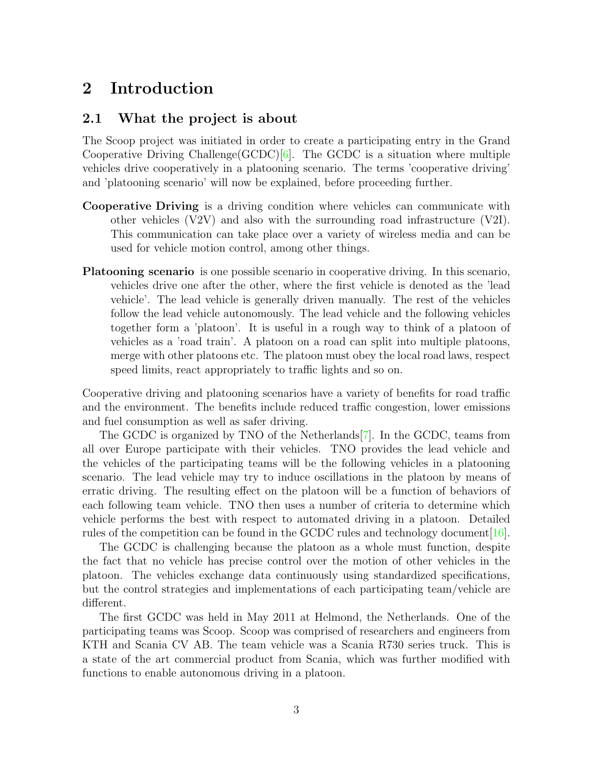# 2 Introduction

## 2.1 What the project is about

The Scoop project was initiated in order to create a participating entry in the Grand Cooperative Driving Challenge(GCDC)[6]. The GCDC is a situation where multiple vehicles drive cooperatively in a platooning scenario. The terms 'cooperative driving' and 'platooning scenario' will now be explained, before proceeding further.

**Cooperative Driving** is a driving condition where vehicles can communicate with other vehicles (V2V) and also with the surrounding road infrastructure (V2I). This communication can take place over a variety of wireless media and can be used for vehicle motion control, among other things.

**Platooning scenario** is one possible scenario in cooperative driving. In this scenario, vehicles drive one after the other, where the first vehicle is denoted as the 'lead vehicle'. The lead vehicle is generally driven manually. The rest of the vehicles follow the lead vehicle autonomously. The lead vehicle and the following vehicles together form a 'platoon'. It is useful in a rough way to think of a platoon of vehicles as a 'road train'. A platoon on a road can split into multiple platoons, merge with other platoons etc. The platoon must obey the local road laws, respect speed limits, react appropriately to traffic lights and so on.

Cooperative driving and platooning scenarios have a variety of benefits for road traffic and the environment. The benefits include reduced traffic congestion, lower emissions and fuel consumption as well as safer driving.

The GCDC is organized by TNO of the Netherlands[7]. In the GCDC, teams from all over Europe participate with their vehicles. TNO provides the lead vehicle and the vehicles of the participating teams will be the following vehicles in a platooning scenario. The lead vehicle may try to induce oscillations in the platoon by means of erratic driving. The resulting effect on the platoon will be a function of behaviors of each following team vehicle. TNO then uses a number of criteria to determine which vehicle performs the best with respect to automated driving in a platoon. Detailed rules of the competition can be found in the GCDC rules and technology document[16].

The GCDC is challenging because the platoon as a whole must function, despite the fact that no vehicle has precise control over the motion of other vehicles in the platoon. The vehicles exchange data continuously using standardized specifications, but the control strategies and implementations of each participating team/vehicle are different.

The first GCDC was held in May 2011 at Helmond, the Netherlands. One of the participating teams was Scoop. Scoop was comprised of researchers and engineers from KTH and Scania CV AB. The team vehicle was a Scania R730 series truck. This is a state of the art commercial product from Scania, which was further modified with functions to enable autonomous driving in a platoon.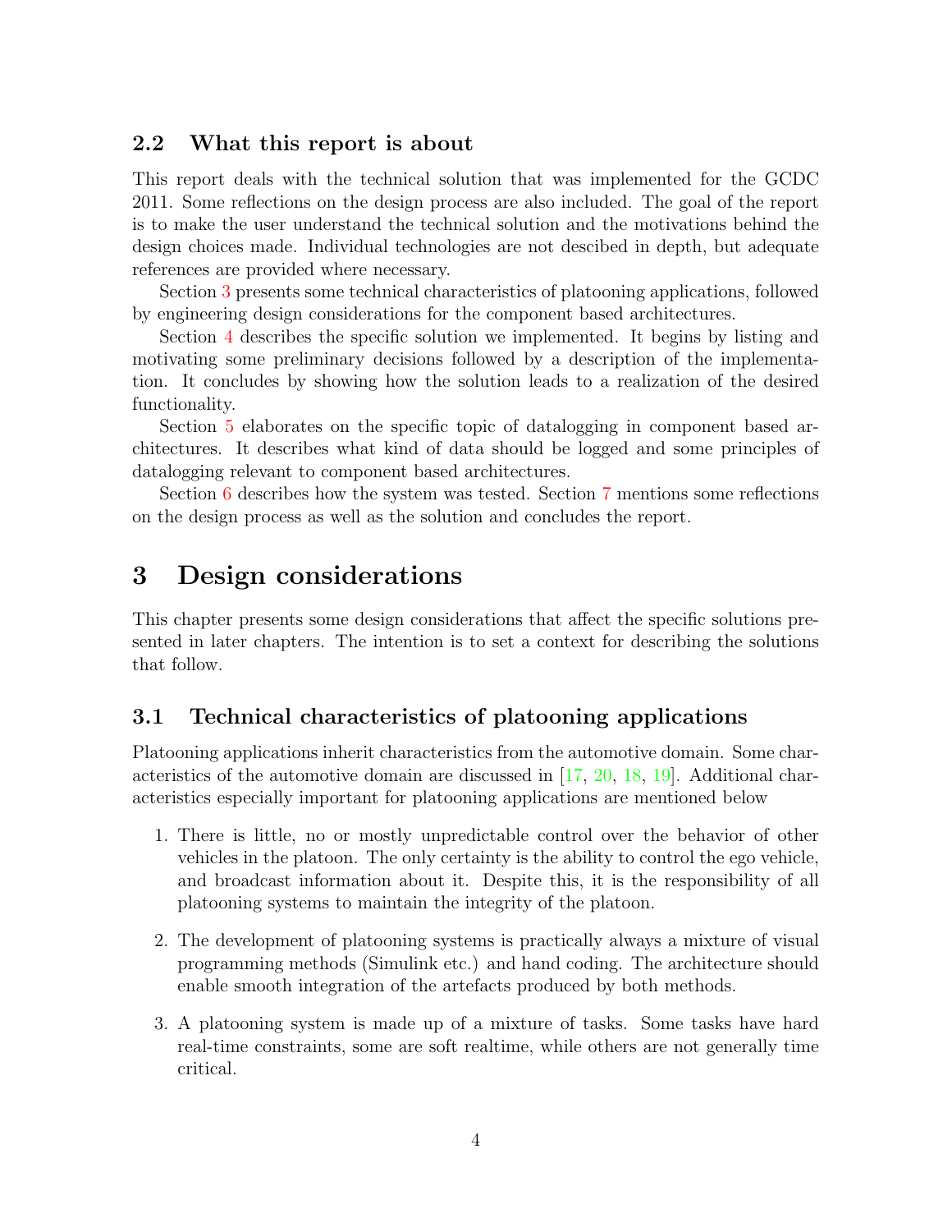### 2.2 What this report is about

This report deals with the technical solution that was implemented for the GCDC 2011. Some reflections on the design process are also included. The goal of the report is to make the user understand the technical solution and the motivations behind the design choices made. Individual technologies are not descibed in depth, but adequate references are provided where necessary.

Section 3 presents some technical characteristics of platooning applications, followed by engineering design considerations for the component based architectures.

Section 4 describes the specific solution we implemented. It begins by listing and motivating some preliminary decisions followed by a description of the implementation. It concludes by showing how the solution leads to a realization of the desired functionality.

Section 5 elaborates on the specific topic of datalogging in component based architectures. It describes what kind of data should be logged and some principles of datalogging relevant to component based architectures.

Section 6 describes how the system was tested. Section 7 mentions some reflections on the design process as well as the solution and concludes the report.

## 3 Design considerations

This chapter presents some design considerations that affect the specific solutions presented in later chapters. The intention is to set a context for describing the solutions that follow.

### 3.1 Technical characteristics of platooning applications

Platooning applications inherit characteristics from the automotive domain. Some characteristics of the automotive domain are discussed in [17, 20, 18, 19]. Additional characteristics especially important for platooning applications are mentioned below

1. There is little, no or mostly unpredictable control over the behavior of other vehicles in the platoon. The only certainty is the ability to control the ego vehicle, and broadcast information about it. Despite this, it is the responsibility of all platooning systems to maintain the integrity of the platoon.

2. The development of platooning systems is practically always a mixture of visual programming methods (Simulink etc.) and hand coding. The architecture should enable smooth integration of the artefacts produced by both methods.

3. A platooning system is made up of a mixture of tasks. Some tasks have hard real-time constraints, some are soft realtime, while others are not generally time critical.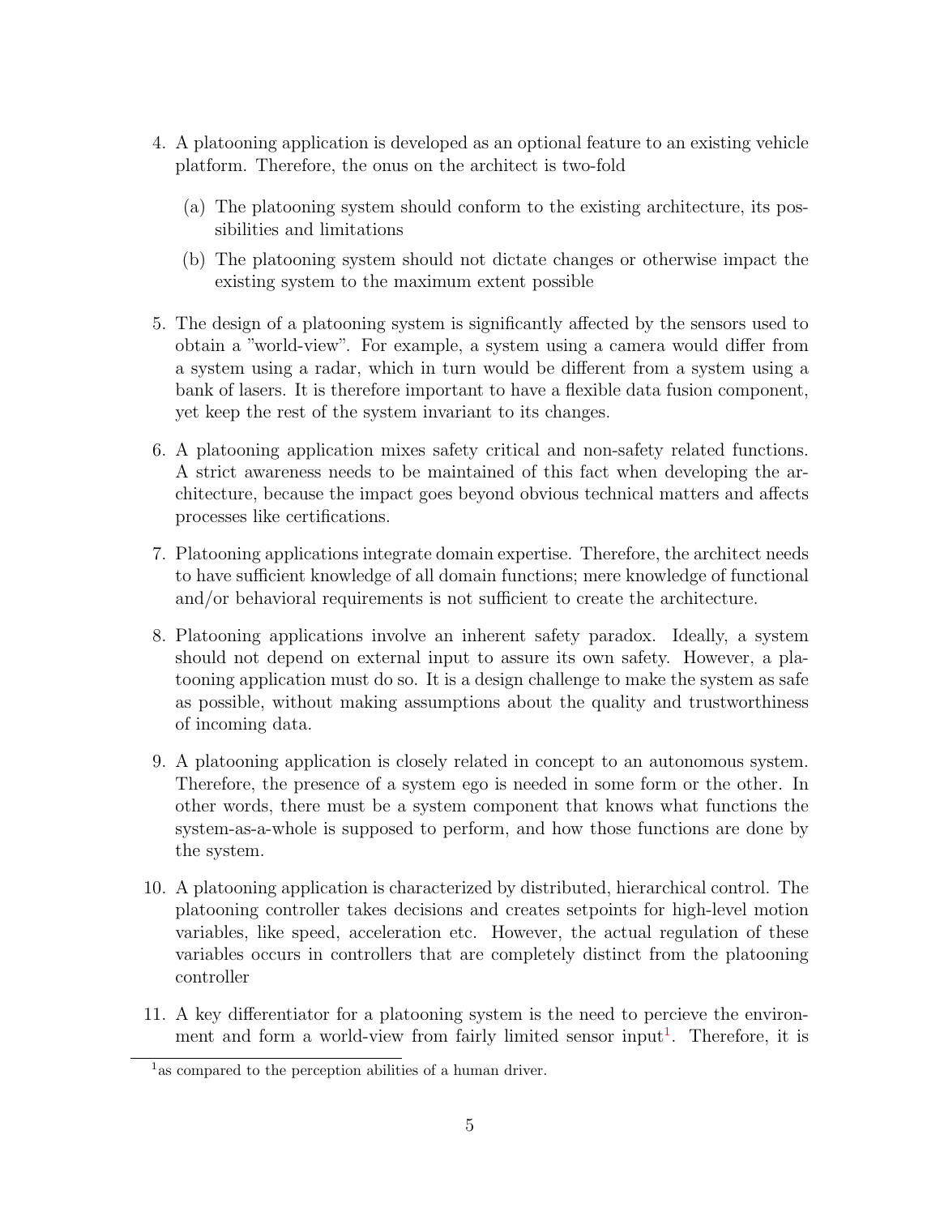4. A platooning application is developed as an optional feature to an existing vehicle platform. Therefore, the onus on the architect is two-fold
   (a) The platooning system should conform to the existing architecture, its possibilities and limitations
   (b) The platooning system should not dictate changes or otherwise impact the existing system to the maximum extent possible

5. The design of a platooning system is significantly affected by the sensors used to obtain a "world-view". For example, a system using a camera would differ from a system using a radar, which in turn would be different from a system using a bank of lasers. It is therefore important to have a flexible data fusion component, yet keep the rest of the system invariant to its changes.

6. A platooning application mixes safety critical and non-safety related functions. A strict awareness needs to be maintained of this fact when developing the architecture, because the impact goes beyond obvious technical matters and affects processes like certifications.

7. Platooning applications integrate domain expertise. Therefore, the architect needs to have sufficient knowledge of all domain functions; mere knowledge of functional and/or behavioral requirements is not sufficient to create the architecture.

8. Platooning applications involve an inherent safety paradox. Ideally, a system should not depend on external input to assure its own safety. However, a platooning application must do so. It is a design challenge to make the system as safe as possible, without making assumptions about the quality and trustworthiness of incoming data.

9. A platooning application is closely related in concept to an autonomous system. Therefore, the presence of a system ego is needed in some form or the other. In other words, there must be a system component that knows what functions the system-as-a-whole is supposed to perform, and how those functions are done by the system.

10. A platooning application is characterized by distributed, hierarchical control. The platooning controller takes decisions and creates setpoints for high-level motion variables, like speed, acceleration etc. However, the actual regulation of these variables occurs in controllers that are completely distinct from the platooning controller

11. A key differentiator for a platooning system is the need to percieve the environment and form a world-view from fairly limited sensor input[1]. Therefore, it is

[1] as compared to the perception abilities of a human driver.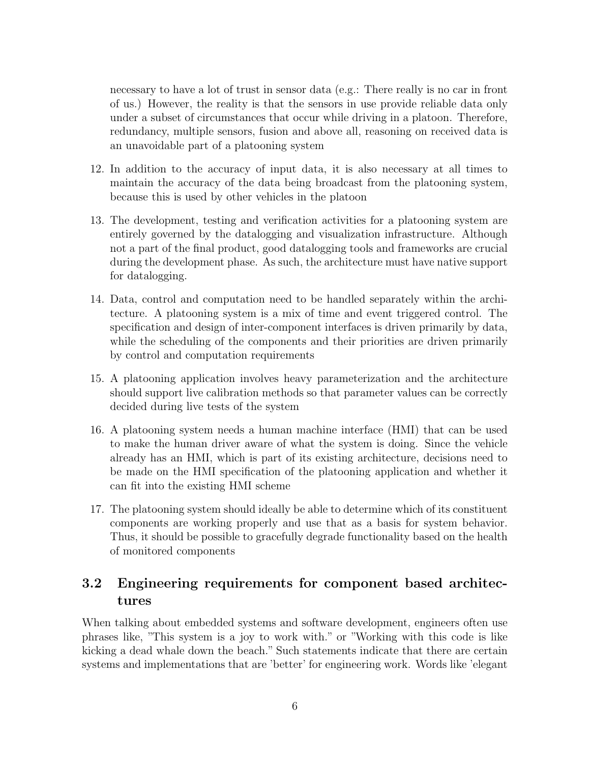necessary to have a lot of trust in sensor data (e.g.: There really is no car in front of us.) However, the reality is that the sensors in use provide reliable data only under a subset of circumstances that occur while driving in a platoon. Therefore, redundancy, multiple sensors, fusion and above all, reasoning on received data is an unavoidable part of a platooning system

12. In addition to the accuracy of input data, it is also necessary at all times to maintain the accuracy of the data being broadcast from the platooning system, because this is used by other vehicles in the platoon
13. The development, testing and verification activities for a platooning system are entirely governed by the datalogging and visualization infrastructure. Although not a part of the final product, good datalogging tools and frameworks are crucial during the development phase. As such, the architecture must have native support for datalogging.
14. Data, control and computation need to be handled separately within the architecture. A platooning system is a mix of time and event triggered control. The specification and design of inter-component interfaces is driven primarily by data, while the scheduling of the components and their priorities are driven primarily by control and computation requirements
15. A platooning application involves heavy parameterization and the architecture should support live calibration methods so that parameter values can be correctly decided during live tests of the system
16. A platooning system needs a human machine interface (HMI) that can be used to make the human driver aware of what the system is doing. Since the vehicle already has an HMI, which is part of its existing architecture, decisions need to be made on the HMI specification of the platooning application and whether it can fit into the existing HMI scheme
17. The platooning system should ideally be able to determine which of its constituent components are working properly and use that as a basis for system behavior. Thus, it should be possible to gracefully degrade functionality based on the health of monitored components

## 3.2 Engineering requirements for component based architectures

When talking about embedded systems and software development, engineers often use phrases like, "This system is a joy to work with." or "Working with this code is like kicking a dead whale down the beach." Such statements indicate that there are certain systems and implementations that are 'better' for engineering work. Words like 'elegant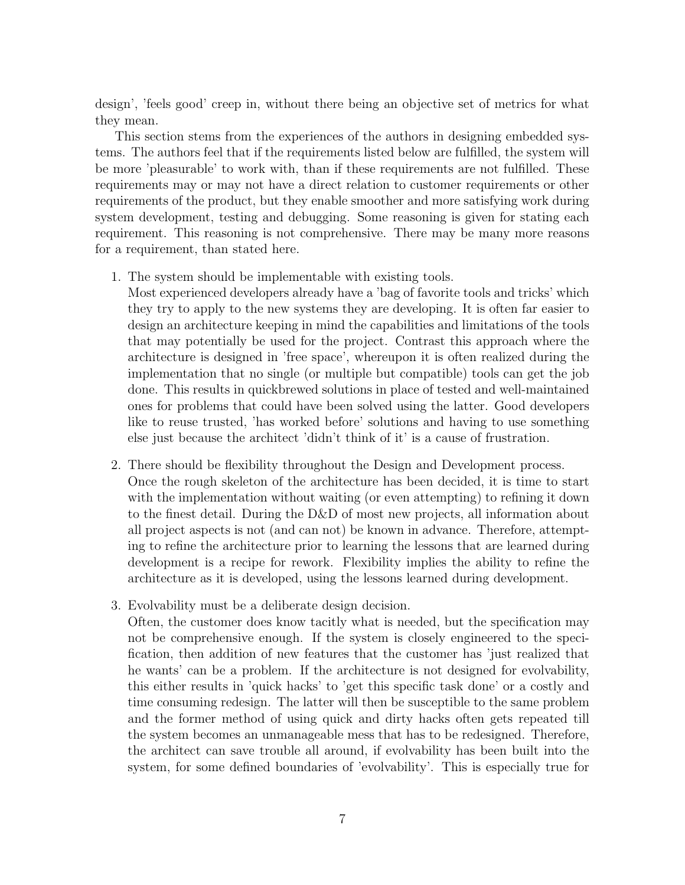design', 'feels good' creep in, without there being an objective set of metrics for what they mean.

This section stems from the experiences of the authors in designing embedded systems. The authors feel that if the requirements listed below are fulfilled, the system will be more 'pleasurable' to work with, than if these requirements are not fulfilled. These requirements may or may not have a direct relation to customer requirements or other requirements of the product, but they enable smoother and more satisfying work during system development, testing and debugging. Some reasoning is given for stating each requirement. This reasoning is not comprehensive. There may be many more reasons for a requirement, than stated here.

1. The system should be implementable with existing tools.
   Most experienced developers already have a 'bag of favorite tools and tricks' which they try to apply to the new systems they are developing. It is often far easier to design an architecture keeping in mind the capabilities and limitations of the tools that may potentially be used for the project. Contrast this approach where the architecture is designed in 'free space', whereupon it is often realized during the implementation that no single (or multiple but compatible) tools can get the job done. This results in quickbrewed solutions in place of tested and well-maintained ones for problems that could have been solved using the latter. Good developers like to reuse trusted, 'has worked before' solutions and having to use something else just because the architect 'didn't think of it' is a cause of frustration.

2. There should be flexibility throughout the Design and Development process.
   Once the rough skeleton of the architecture has been decided, it is time to start with the implementation without waiting (or even attempting) to refining it down to the finest detail. During the D&D of most new projects, all information about all project aspects is not (and can not) be known in advance. Therefore, attempting to refine the architecture prior to learning the lessons that are learned during development is a recipe for rework. Flexibility implies the ability to refine the architecture as it is developed, using the lessons learned during development.

3. Evolvability must be a deliberate design decision.
   Often, the customer does know tacitly what is needed, but the specification may not be comprehensive enough. If the system is closely engineered to the specification, then addition of new features that the customer has 'just realized that he wants' can be a problem. If the architecture is not designed for evolvability, this either results in 'quick hacks' to 'get this specific task done' or a costly and time consuming redesign. The latter will then be susceptible to the same problem and the former method of using quick and dirty hacks often gets repeated till the system becomes an unmanageable mess that has to be redesigned. Therefore, the architect can save trouble all around, if evolvability has been built into the system, for some defined boundaries of 'evolvability'. This is especially true for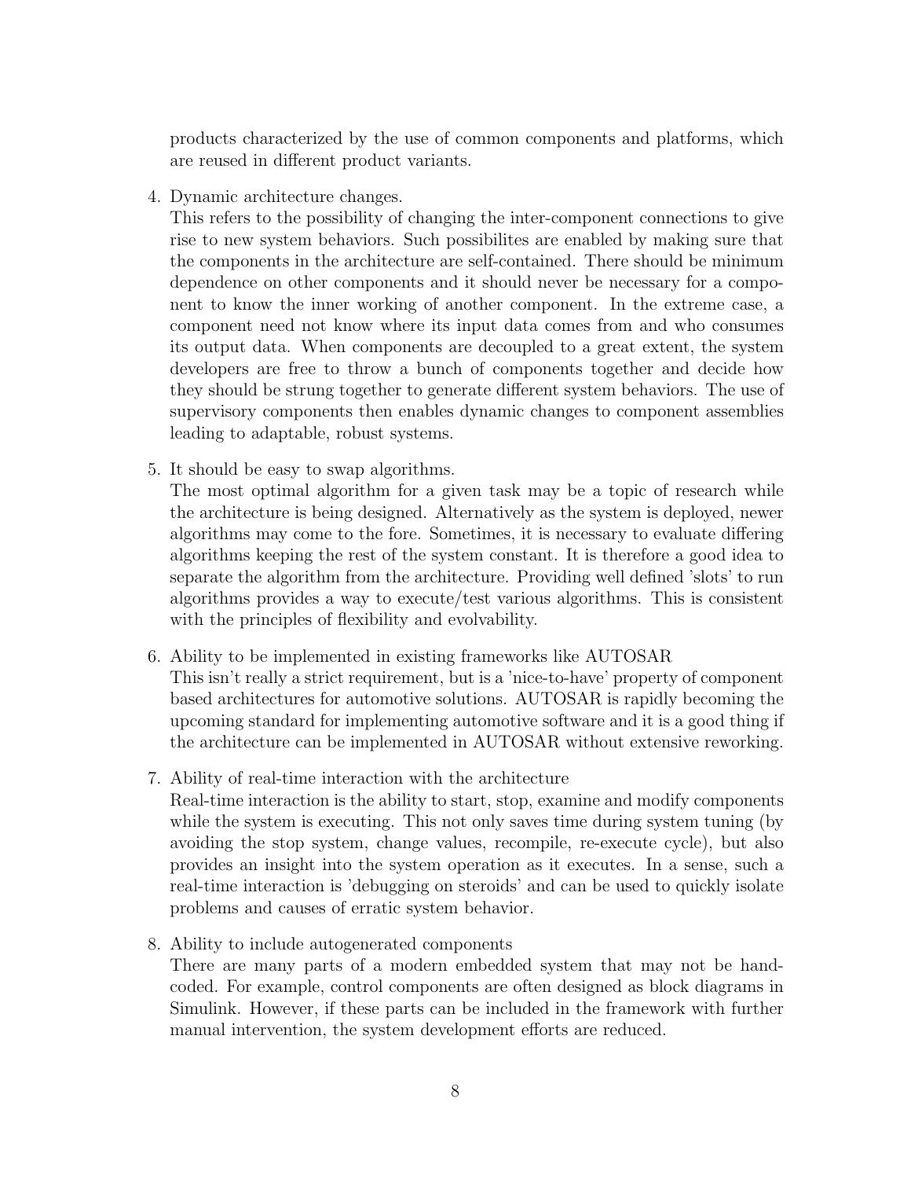products characterized by the use of common components and platforms, which are reused in different product variants.

4. Dynamic architecture changes.
   This refers to the possibility of changing the inter-component connections to give rise to new system behaviors. Such possibilites are enabled by making sure that the components in the architecture are self-contained. There should be minimum dependence on other components and it should never be necessary for a component to know the inner working of another component. In the extreme case, a component need not know where its input data comes from and who consumes its output data. When components are decoupled to a great extent, the system developers are free to throw a bunch of components together and decide how they should be strung together to generate different system behaviors. The use of supervisory components then enables dynamic changes to component assemblies leading to adaptable, robust systems.

5. It should be easy to swap algorithms.
   The most optimal algorithm for a given task may be a topic of research while the architecture is being designed. Alternatively as the system is deployed, newer algorithms may come to the fore. Sometimes, it is necessary to evaluate differing algorithms keeping the rest of the system constant. It is therefore a good idea to separate the algorithm from the architecture. Providing well defined 'slots' to run algorithms provides a way to execute/test various algorithms. This is consistent with the principles of flexibility and evolvability.

6. Ability to be implemented in existing frameworks like AUTOSAR
   This isn't really a strict requirement, but is a 'nice-to-have' property of component based architectures for automotive solutions. AUTOSAR is rapidly becoming the upcoming standard for implementing automotive software and it is a good thing if the architecture can be implemented in AUTOSAR without extensive reworking.

7. Ability of real-time interaction with the architecture
   Real-time interaction is the ability to start, stop, examine and modify components while the system is executing. This not only saves time during system tuning (by avoiding the stop system, change values, recompile, re-execute cycle), but also provides an insight into the system operation as it executes. In a sense, such a real-time interaction is 'debugging on steroids' and can be used to quickly isolate problems and causes of erratic system behavior.

8. Ability to include autogenerated components
   There are many parts of a modern embedded system that may not be hand-coded. For example, control components are often designed as block diagrams in Simulink. However, if these parts can be included in the framework with further manual intervention, the system development efforts are reduced.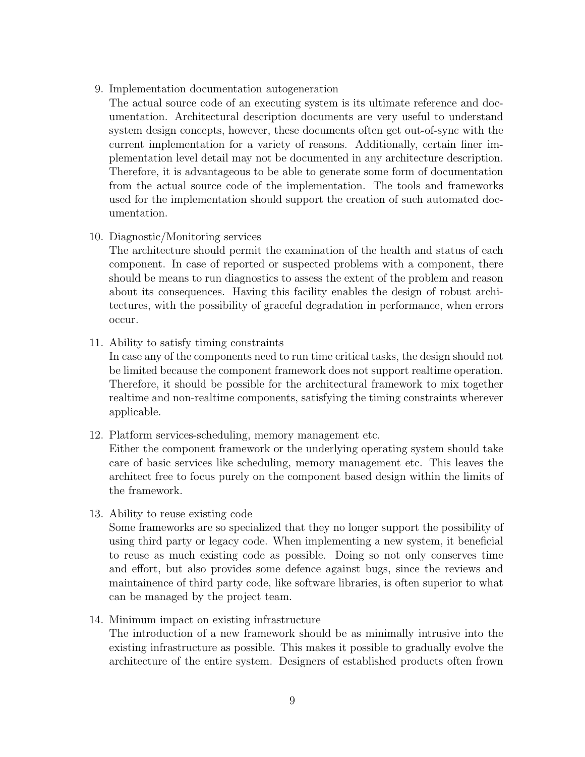9. Implementation documentation autogeneration
   The actual source code of an executing system is its ultimate reference and documentation. Architectural description documents are very useful to understand system design concepts, however, these documents often get out-of-sync with the current implementation for a variety of reasons. Additionally, certain finer implementation level detail may not be documented in any architecture description. Therefore, it is advantageous to be able to generate some form of documentation from the actual source code of the implementation. The tools and frameworks used for the implementation should support the creation of such automated documentation.

10. Diagnostic/Monitoring services
    The architecture should permit the examination of the health and status of each component. In case of reported or suspected problems with a component, there should be means to run diagnostics to assess the extent of the problem and reason about its consequences. Having this facility enables the design of robust architectures, with the possibility of graceful degradation in performance, when errors occur.

11. Ability to satisfy timing constraints
    In case any of the components need to run time critical tasks, the design should not be limited because the component framework does not support realtime operation. Therefore, it should be possible for the architectural framework to mix together realtime and non-realtime components, satisfying the timing constraints wherever applicable.

12. Platform services-scheduling, memory management etc.
    Either the component framework or the underlying operating system should take care of basic services like scheduling, memory management etc. This leaves the architect free to focus purely on the component based design within the limits of the framework.

13. Ability to reuse existing code
    Some frameworks are so specialized that they no longer support the possibility of using third party or legacy code. When implementing a new system, it beneficial to reuse as much existing code as possible. Doing so not only conserves time and effort, but also provides some defence against bugs, since the reviews and maintainence of third party code, like software libraries, is often superior to what can be managed by the project team.

14. Minimum impact on existing infrastructure
    The introduction of a new framework should be as minimally intrusive into the existing infrastructure as possible. This makes it possible to gradually evolve the architecture of the entire system. Designers of established products often frown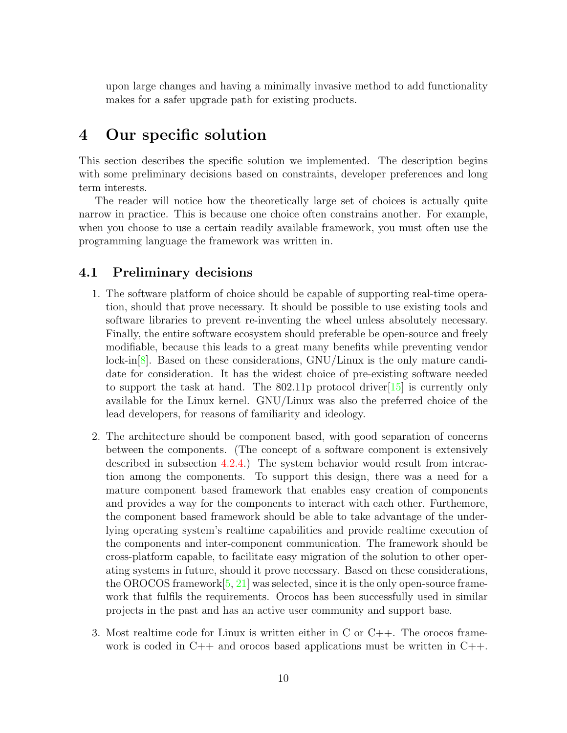upon large changes and having a minimally invasive method to add functionality makes for a safer upgrade path for existing products.

# 4 Our specific solution

This section describes the specific solution we implemented. The description begins with some preliminary decisions based on constraints, developer preferences and long term interests.

The reader will notice how the theoretically large set of choices is actually quite narrow in practice. This is because one choice often constrains another. For example, when you choose to use a certain readily available framework, you must often use the programming language the framework was written in.

## 4.1 Preliminary decisions

1. The software platform of choice should be capable of supporting real-time operation, should that prove necessary. It should be possible to use existing tools and software libraries to prevent re-inventing the wheel unless absolutely necessary. Finally, the entire software ecosystem should preferable be open-source and freely modifiable, because this leads to a great many benefits while preventing vendor lock-in[8]. Based on these considerations, GNU/Linux is the only mature candidate for consideration. It has the widest choice of pre-existing software needed to support the task at hand. The 802.11p protocol driver[15] is currently only available for the Linux kernel. GNU/Linux was also the preferred choice of the lead developers, for reasons of familiarity and ideology.

2. The architecture should be component based, with good separation of concerns between the components. (The concept of a software component is extensively described in subsection 4.2.4.) The system behavior would result from interaction among the components. To support this design, there was a need for a mature component based framework that enables easy creation of components and provides a way for the components to interact with each other. Futhemore, the component based framework should be able to take advantage of the underlying operating system's realtime capabilities and provide realtime execution of the components and inter-component communication. The framework should be cross-platform capable, to facilitate easy migration of the solution to other operating systems in future, should it prove necessary. Based on these considerations, the OROCOS framework[5, 21] was selected, since it is the only open-source framework that fulfils the requirements. Orocos has been successfully used in similar projects in the past and has an active user community and support base.

3. Most realtime code for Linux is written either in C or C++. The orocos framework is coded in C++ and orocos based applications must be written in C++.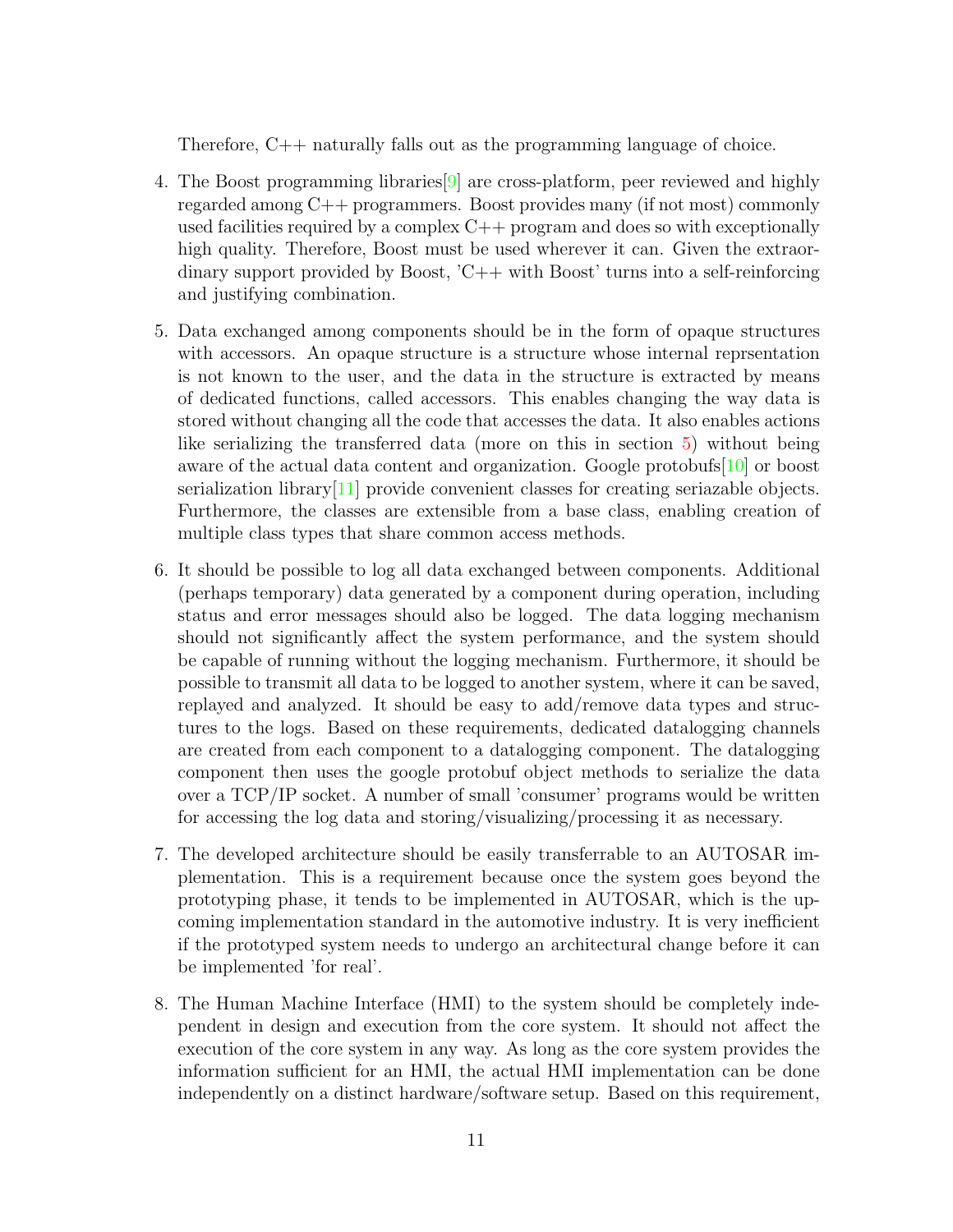Therefore, C++ naturally falls out as the programming language of choice.

4. The Boost programming libraries[9] are cross-platform, peer reviewed and highly regarded among C++ programmers. Boost provides many (if not most) commonly used facilities required by a complex C++ program and does so with exceptionally high quality. Therefore, Boost must be used wherever it can. Given the extraordinary support provided by Boost, 'C++ with Boost' turns into a self-reinforcing and justifying combination.

5. Data exchanged among components should be in the form of opaque structures with accessors. An opaque structure is a structure whose internal reprsentation is not known to the user, and the data in the structure is extracted by means of dedicated functions, called accessors. This enables changing the way data is stored without changing all the code that accesses the data. It also enables actions like serializing the transferred data (more on this in section 5) without being aware of the actual data content and organization. Google protobufs[10] or boost serialization library[11] provide convenient classes for creating seriazable objects. Furthermore, the classes are extensible from a base class, enabling creation of multiple class types that share common access methods.

6. It should be possible to log all data exchanged between components. Additional (perhaps temporary) data generated by a component during operation, including status and error messages should also be logged. The data logging mechanism should not significantly affect the system performance, and the system should be capable of running without the logging mechanism. Furthermore, it should be possible to transmit all data to be logged to another system, where it can be saved, replayed and analyzed. It should be easy to add/remove data types and structures to the logs. Based on these requirements, dedicated datalogging channels are created from each component to a datalogging component. The datalogging component then uses the google protobuf object methods to serialize the data over a TCP/IP socket. A number of small 'consumer' programs would be written for accessing the log data and storing/visualizing/processing it as necessary.

7. The developed architecture should be easily transferrable to an AUTOSAR implementation. This is a requirement because once the system goes beyond the prototyping phase, it tends to be implemented in AUTOSAR, which is the upcoming implementation standard in the automotive industry. It is very inefficient if the prototyped system needs to undergo an architectural change before it can be implemented 'for real'.

8. The Human Machine Interface (HMI) to the system should be completely independent in design and execution from the core system. It should not affect the execution of the core system in any way. As long as the core system provides the information sufficient for an HMI, the actual HMI implementation can be done independently on a distinct hardware/software setup. Based on this requirement,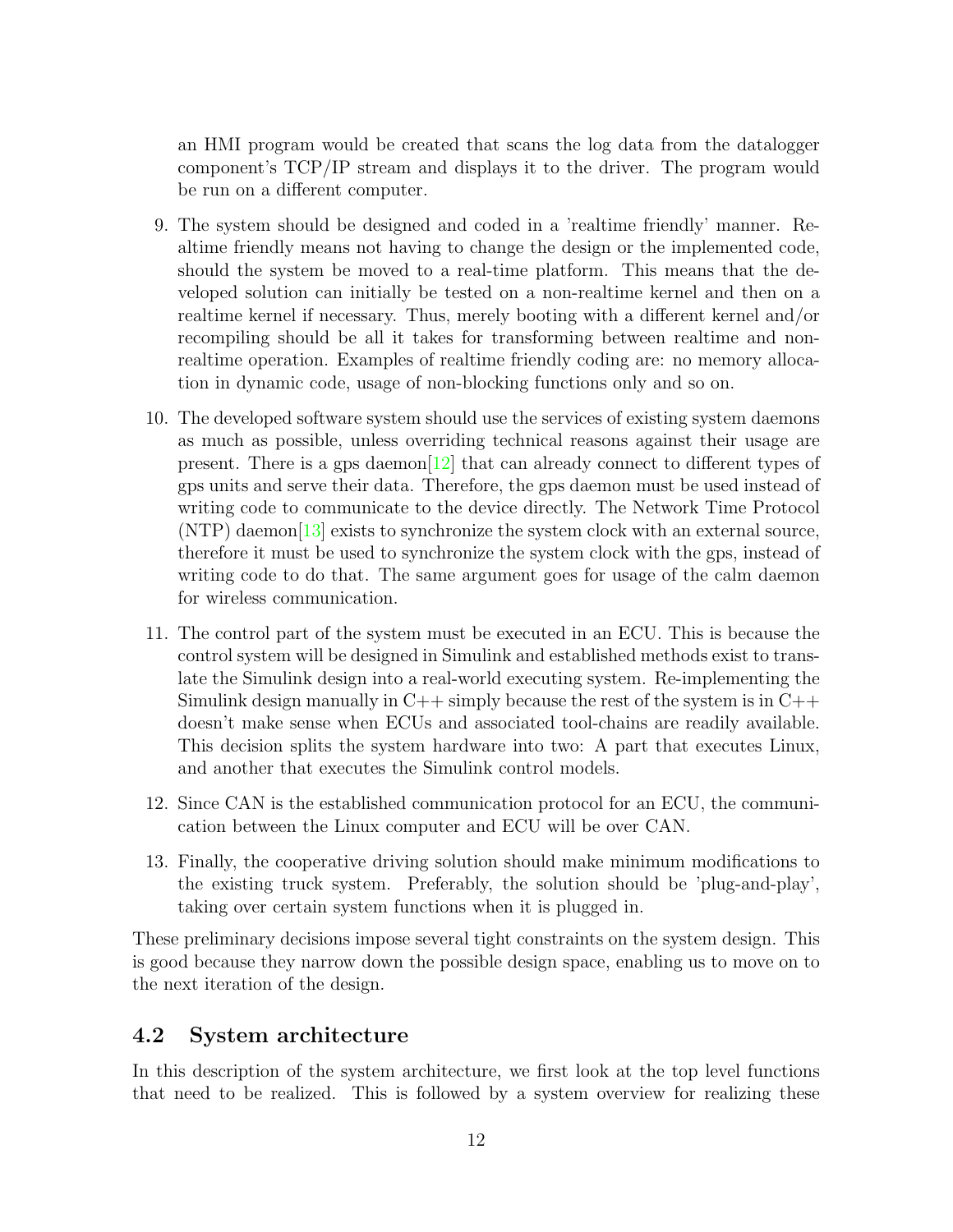an HMI program would be created that scans the log data from the datalogger component's TCP/IP stream and displays it to the driver. The program would be run on a different computer.

9. The system should be designed and coded in a 'realtime friendly' manner. Realtime friendly means not having to change the design or the implemented code, should the system be moved to a real-time platform. This means that the developed solution can initially be tested on a non-realtime kernel and then on a realtime kernel if necessary. Thus, merely booting with a different kernel and/or recompiling should be all it takes for transforming between realtime and non-realtime operation. Examples of realtime friendly coding are: no memory allocation in dynamic code, usage of non-blocking functions only and so on.

10. The developed software system should use the services of existing system daemons as much as possible, unless overriding technical reasons against their usage are present. There is a gps daemon[12] that can already connect to different types of gps units and serve their data. Therefore, the gps daemon must be used instead of writing code to communicate to the device directly. The Network Time Protocol (NTP) daemon[13] exists to synchronize the system clock with an external source, therefore it must be used to synchronize the system clock with the gps, instead of writing code to do that. The same argument goes for usage of the calm daemon for wireless communication.

11. The control part of the system must be executed in an ECU. This is because the control system will be designed in Simulink and established methods exist to translate the Simulink design into a real-world executing system. Re-implementing the Simulink design manually in C++ simply because the rest of the system is in C++ doesn't make sense when ECUs and associated tool-chains are readily available. This decision splits the system hardware into two: A part that executes Linux, and another that executes the Simulink control models.

12. Since CAN is the established communication protocol for an ECU, the communication between the Linux computer and ECU will be over CAN.

13. Finally, the cooperative driving solution should make minimum modifications to the existing truck system. Preferably, the solution should be 'plug-and-play', taking over certain system functions when it is plugged in.

These preliminary decisions impose several tight constraints on the system design. This is good because they narrow down the possible design space, enabling us to move on to the next iteration of the design.

## 4.2 System architecture

In this description of the system architecture, we first look at the top level functions that need to be realized. This is followed by a system overview for realizing these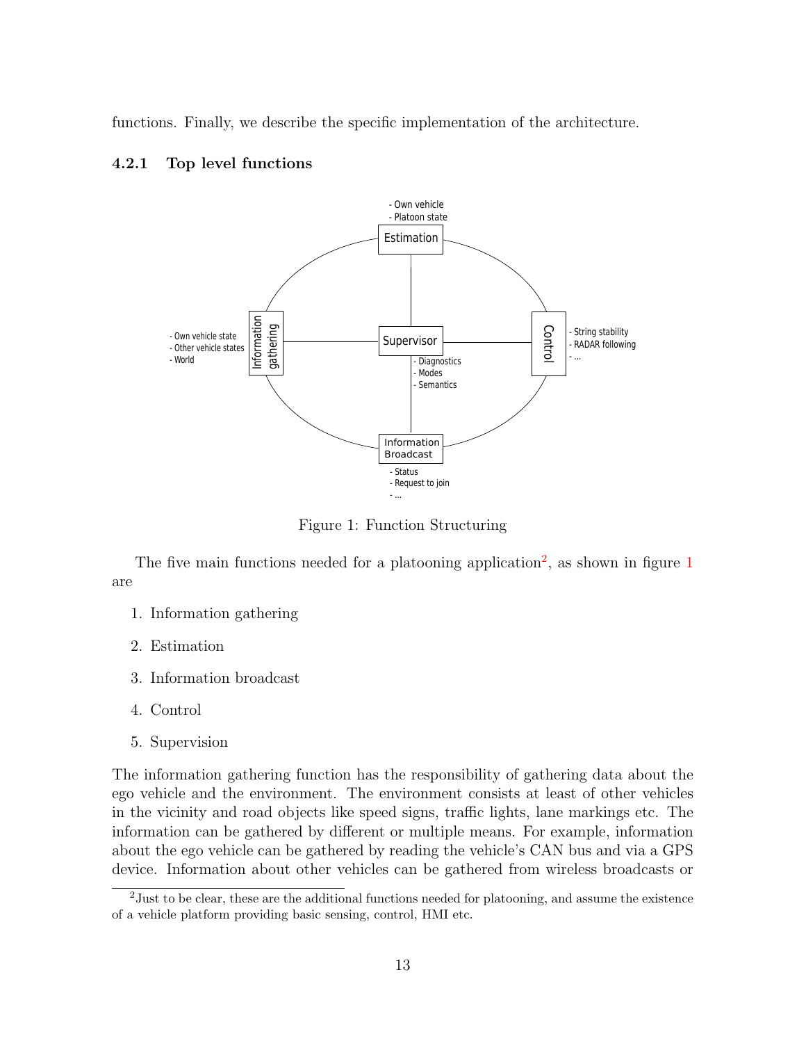functions. Finally, we describe the specific implementation of the architecture.

### 4.2.1 Top level functions

Figure 1: Function Structuring

The five main functions needed for a platooning application[2], as shown in figure 1 are

1. Information gathering
2. Estimation
3. Information broadcast
4. Control
5. Supervision

The information gathering function has the responsibility of gathering data about the ego vehicle and the environment. The environment consists at least of other vehicles in the vicinity and road objects like speed signs, traffic lights, lane markings etc. The information can be gathered by different or multiple means. For example, information about the ego vehicle can be gathered by reading the vehicle's CAN bus and via a GPS device. Information about other vehicles can be gathered from wireless broadcasts or

[2] Just to be clear, these are the additional functions needed for platooning, and assume the existence of a vehicle platform providing basic sensing, control, HMI etc.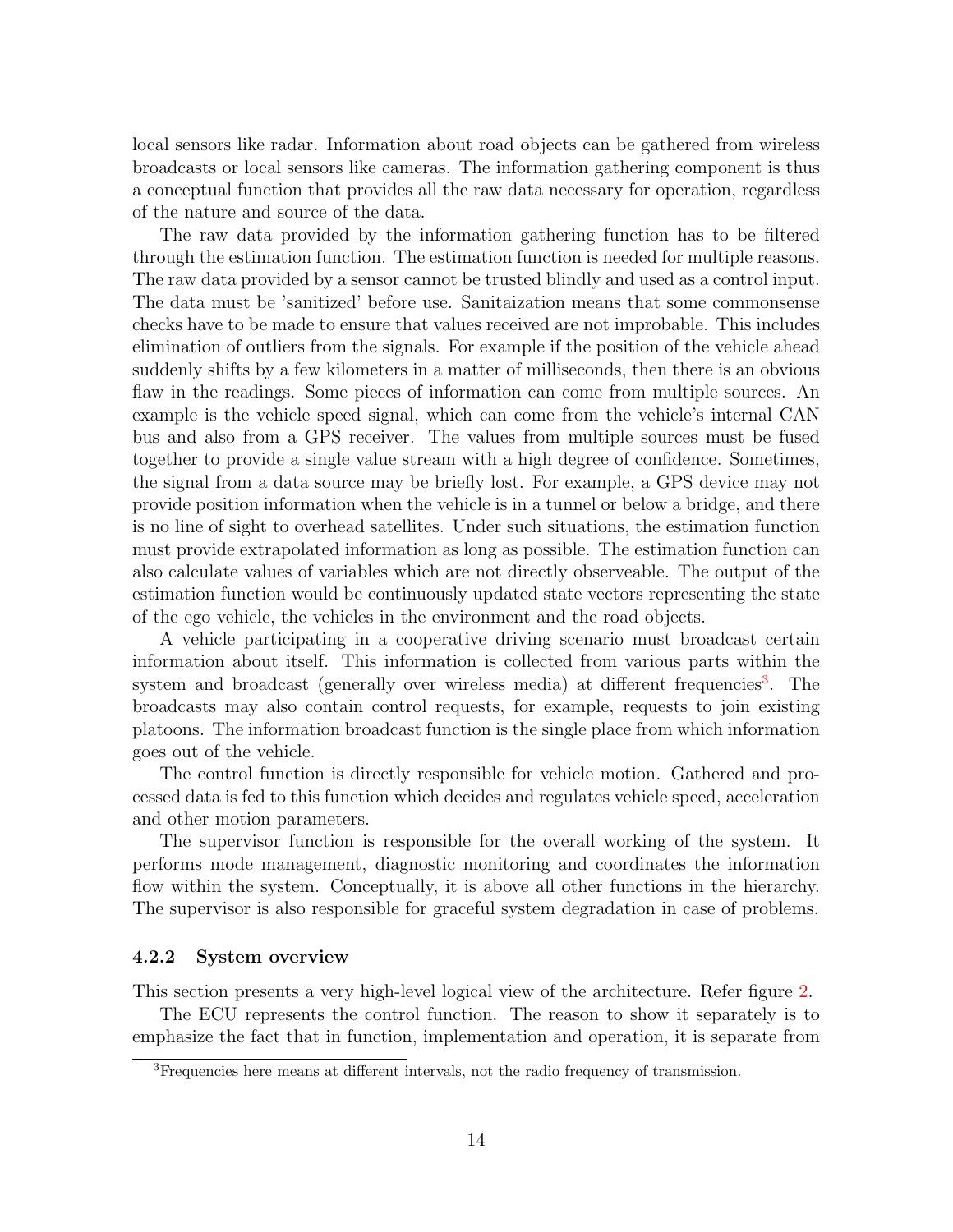local sensors like radar. Information about road objects can be gathered from wireless broadcasts or local sensors like cameras. The information gathering component is thus a conceptual function that provides all the raw data necessary for operation, regardless of the nature and source of the data.

The raw data provided by the information gathering function has to be filtered through the estimation function. The estimation function is needed for multiple reasons. The raw data provided by a sensor cannot be trusted blindly and used as a control input. The data must be 'sanitized' before use. Sanitaization means that some commonsense checks have to be made to ensure that values received are not improbable. This includes elimination of outliers from the signals. For example if the position of the vehicle ahead suddenly shifts by a few kilometers in a matter of milliseconds, then there is an obvious flaw in the readings. Some pieces of information can come from multiple sources. An example is the vehicle speed signal, which can come from the vehicle's internal CAN bus and also from a GPS receiver. The values from multiple sources must be fused together to provide a single value stream with a high degree of confidence. Sometimes, the signal from a data source may be briefly lost. For example, a GPS device may not provide position information when the vehicle is in a tunnel or below a bridge, and there is no line of sight to overhead satellites. Under such situations, the estimation function must provide extrapolated information as long as possible. The estimation function can also calculate values of variables which are not directly observeable. The output of the estimation function would be continuously updated state vectors representing the state of the ego vehicle, the vehicles in the environment and the road objects.

A vehicle participating in a cooperative driving scenario must broadcast certain information about itself. This information is collected from various parts within the system and broadcast (generally over wireless media) at different frequencies[3]. The broadcasts may also contain control requests, for example, requests to join existing platoons. The information broadcast function is the single place from which information goes out of the vehicle.

The control function is directly responsible for vehicle motion. Gathered and processed data is fed to this function which decides and regulates vehicle speed, acceleration and other motion parameters.

The supervisor function is responsible for the overall working of the system. It performs mode management, diagnostic monitoring and coordinates the information flow within the system. Conceptually, it is above all other functions in the hierarchy. The supervisor is also responsible for graceful system degradation in case of problems.

### 4.2.2 System overview

This section presents a very high-level logical view of the architecture. Refer figure 2.

The ECU represents the control function. The reason to show it separately is to emphasize the fact that in function, implementation and operation, it is separate from

[3] Frequencies here means at different intervals, not the radio frequency of transmission.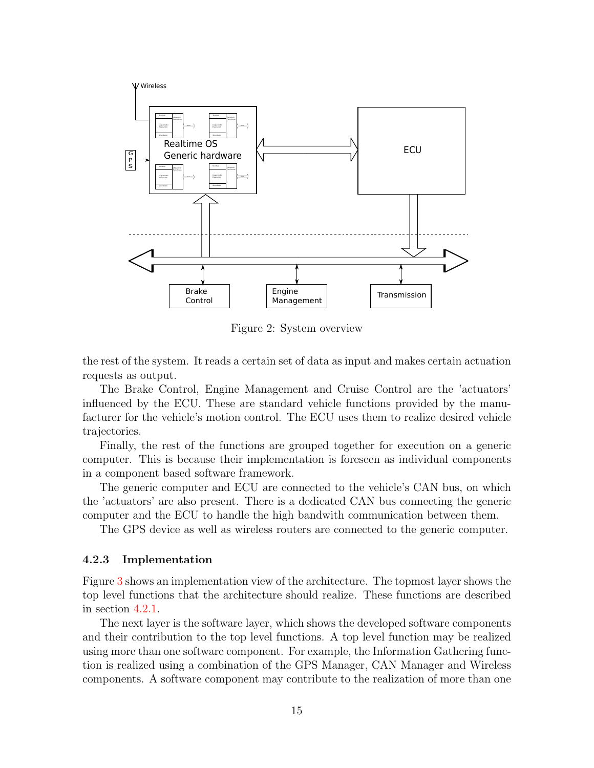Figure 2: System overview

the rest of the system. It reads a certain set of data as input and makes certain actuation requests as output.

The Brake Control, Engine Management and Cruise Control are the 'actuators' influenced by the ECU. These are standard vehicle functions provided by the manufacturer for the vehicle's motion control. The ECU uses them to realize desired vehicle trajectories.

Finally, the rest of the functions are grouped together for execution on a generic computer. This is because their implementation is foreseen as individual components in a component based software framework.

The generic computer and ECU are connected to the vehicle's CAN bus, on which the 'actuators' are also present. There is a dedicated CAN bus connecting the generic computer and the ECU to handle the high bandwith communication between them.

The GPS device as well as wireless routers are connected to the generic computer.

### 4.2.3 Implementation

Figure 3 shows an implementation view of the architecture. The topmost layer shows the top level functions that the architecture should realize. These functions are described in section 4.2.1.

The next layer is the software layer, which shows the developed software components and their contribution to the top level functions. A top level function may be realized using more than one software component. For example, the Information Gathering function is realized using a combination of the GPS Manager, CAN Manager and Wireless components. A software component may contribute to the realization of more than one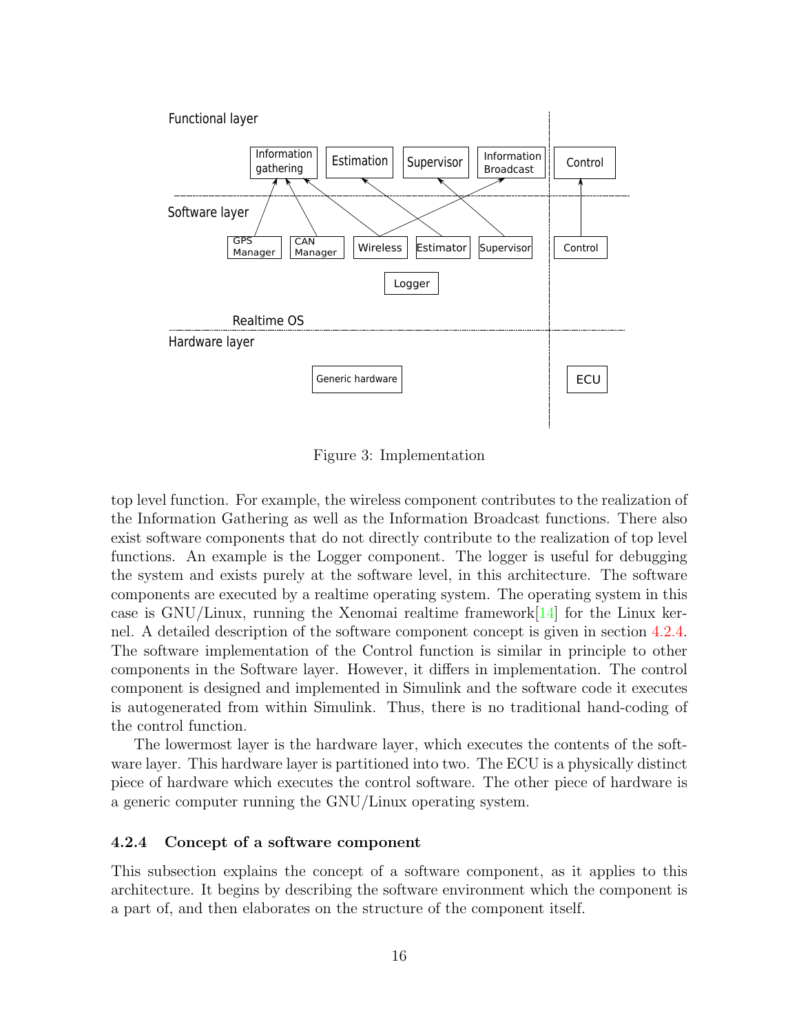Figure 3: Implementation

top level function. For example, the wireless component contributes to the realization of the Information Gathering as well as the Information Broadcast functions. There also exist software components that do not directly contribute to the realization of top level functions. An example is the Logger component. The logger is useful for debugging the system and exists purely at the software level, in this architecture. The software components are executed by a realtime operating system. The operating system in this case is GNU/Linux, running the Xenomai realtime framework[14] for the Linux kernel. A detailed description of the software component concept is given in section 4.2.4. The software implementation of the Control function is similar in principle to other components in the Software layer. However, it differs in implementation. The control component is designed and implemented in Simulink and the software code it executes is autogenerated from within Simulink. Thus, there is no traditional hand-coding of the control function.

The lowermost layer is the hardware layer, which executes the contents of the software layer. This hardware layer is partitioned into two. The ECU is a physically distinct piece of hardware which executes the control software. The other piece of hardware is a generic computer running the GNU/Linux operating system.

### 4.2.4 Concept of a software component

This subsection explains the concept of a software component, as it applies to this architecture. It begins by describing the software environment which the component is a part of, and then elaborates on the structure of the component itself.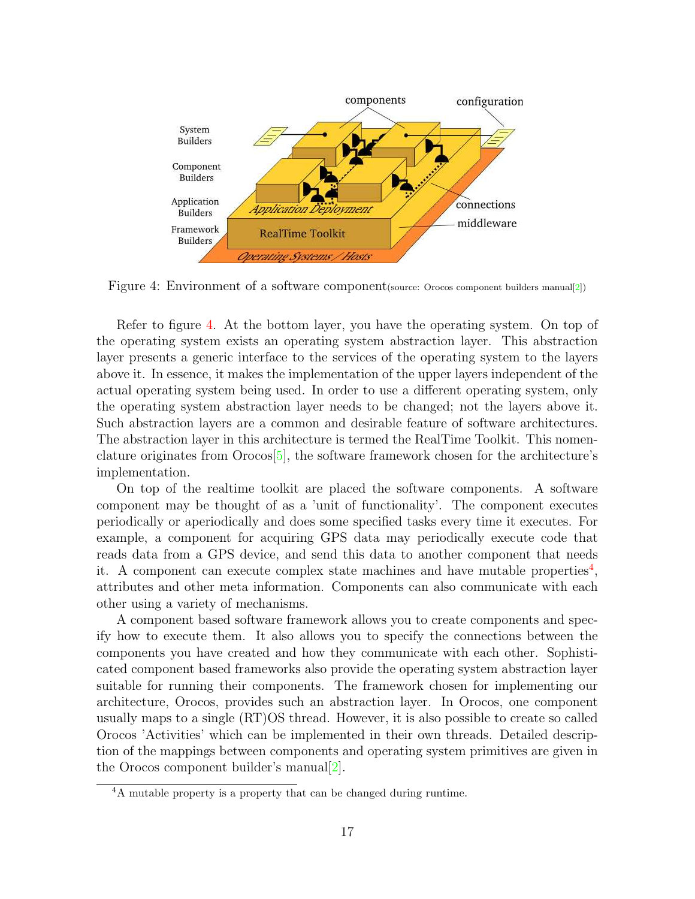Figure 4: Environment of a software component(source: Orocos component builders manual[2])

Refer to figure 4. At the bottom layer, you have the operating system. On top of the operating system exists an operating system abstraction layer. This abstraction layer presents a generic interface to the services of the operating system to the layers above it. In essence, it makes the implementation of the upper layers independent of the actual operating system being used. In order to use a different operating system, only the operating system abstraction layer needs to be changed; not the layers above it. Such abstraction layers are a common and desirable feature of software architectures. The abstraction layer in this architecture is termed the RealTime Toolkit. This nomenclature originates from Orocos[5], the software framework chosen for the architecture's implementation.

On top of the realtime toolkit are placed the software components. A software component may be thought of as a 'unit of functionality'. The component executes periodically or aperiodically and does some specified tasks every time it executes. For example, a component for acquiring GPS data may periodically execute code that reads data from a GPS device, and send this data to another component that needs it. A component can execute complex state machines and have mutable properties[4], attributes and other meta information. Components can also communicate with each other using a variety of mechanisms.

A component based software framework allows you to create components and specify how to execute them. It also allows you to specify the connections between the components you have created and how they communicate with each other. Sophisticated component based frameworks also provide the operating system abstraction layer suitable for running their components. The framework chosen for implementing our architecture, Orocos, provides such an abstraction layer. In Orocos, one component usually maps to a single (RT)OS thread. However, it is also possible to create so called Orocos 'Activities' which can be implemented in their own threads. Detailed description of the mappings between components and operating system primitives are given in the Orocos component builder's manual[2].

[4] A mutable property is a property that can be changed during runtime.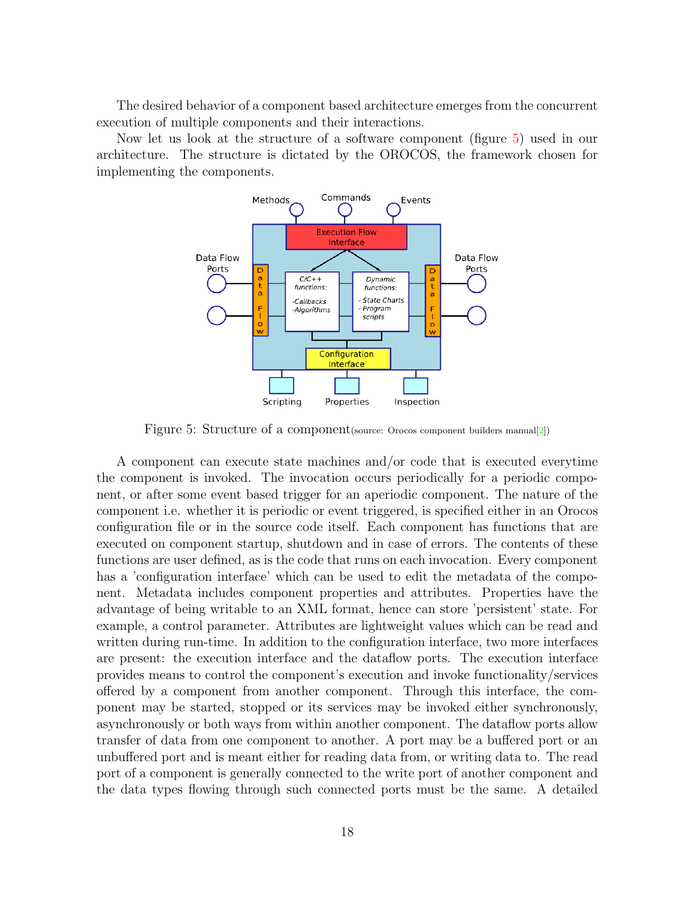The desired behavior of a component based architecture emerges from the concurrent execution of multiple components and their interactions.

Now let us look at the structure of a software component (figure 5) used in our architecture. The structure is dictated by the OROCOS, the framework chosen for implementing the components.

Figure 5: Structure of a component(source: Orocos component builders manual[2])

A component can execute state machines and/or code that is executed everytime the component is invoked. The invocation occurs periodically for a periodic component, or after some event based trigger for an aperiodic component. The nature of the component i.e. whether it is periodic or event triggered, is specified either in an Orocos configuration file or in the source code itself. Each component has functions that are executed on component startup, shutdown and in case of errors. The contents of these functions are user defined, as is the code that runs on each invocation. Every component has a 'configuration interface' which can be used to edit the metadata of the component. Metadata includes component properties and attributes. Properties have the advantage of being writable to an XML format, hence can store 'persistent' state. For example, a control parameter. Attributes are lightweight values which can be read and written during run-time. In addition to the configuration interface, two more interfaces are present: the execution interface and the dataflow ports. The execution interface provides means to control the component's execution and invoke functionality/services offered by a component from another component. Through this interface, the component may be started, stopped or its services may be invoked either synchronously, asynchronously or both ways from within another component. The dataflow ports allow transfer of data from one component to another. A port may be a buffered port or an unbuffered port and is meant either for reading data from, or writing data to. The read port of a component is generally connected to the write port of another component and the data types flowing through such connected ports must be the same. A detailed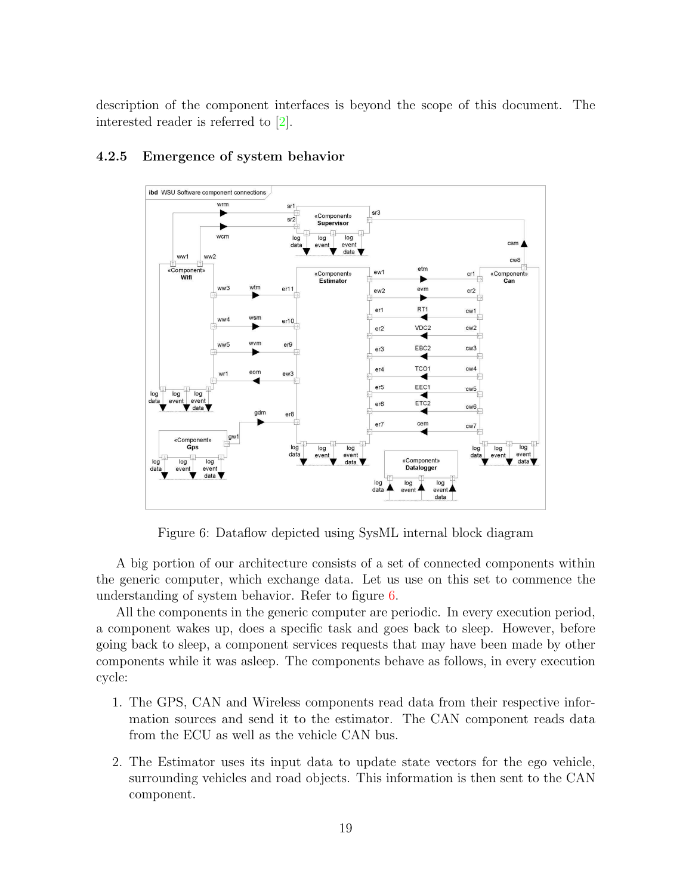description of the component interfaces is beyond the scope of this document. The interested reader is referred to [2].

### 4.2.5 Emergence of system behavior

Figure 6: Dataflow depicted using SysML internal block diagram

A big portion of our architecture consists of a set of connected components within the generic computer, which exchange data. Let us use on this set to commence the understanding of system behavior. Refer to figure 6.

All the components in the generic computer are periodic. In every execution period, a component wakes up, does a specific task and goes back to sleep. However, before going back to sleep, a component services requests that may have been made by other components while it was asleep. The components behave as follows, in every execution cycle:

1. The GPS, CAN and Wireless components read data from their respective information sources and send it to the estimator. The CAN component reads data from the ECU as well as the vehicle CAN bus.
2. The Estimator uses its input data to update state vectors for the ego vehicle, surrounding vehicles and road objects. This information is then sent to the CAN component.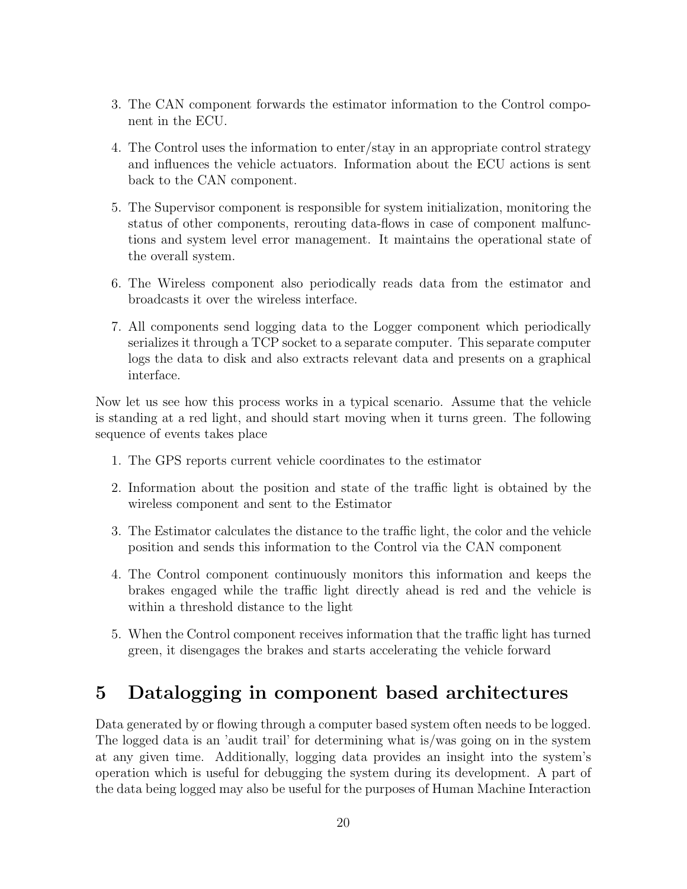3. The CAN component forwards the estimator information to the Control component in the ECU.
4. The Control uses the information to enter/stay in an appropriate control strategy and influences the vehicle actuators. Information about the ECU actions is sent back to the CAN component.
5. The Supervisor component is responsible for system initialization, monitoring the status of other components, rerouting data-flows in case of component malfunctions and system level error management. It maintains the operational state of the overall system.
6. The Wireless component also periodically reads data from the estimator and broadcasts it over the wireless interface.
7. All components send logging data to the Logger component which periodically serializes it through a TCP socket to a separate computer. This separate computer logs the data to disk and also extracts relevant data and presents on a graphical interface.

Now let us see how this process works in a typical scenario. Assume that the vehicle is standing at a red light, and should start moving when it turns green. The following sequence of events takes place

1. The GPS reports current vehicle coordinates to the estimator
2. Information about the position and state of the traffic light is obtained by the wireless component and sent to the Estimator
3. The Estimator calculates the distance to the traffic light, the color and the vehicle position and sends this information to the Control via the CAN component
4. The Control component continuously monitors this information and keeps the brakes engaged while the traffic light directly ahead is red and the vehicle is within a threshold distance to the light
5. When the Control component receives information that the traffic light has turned green, it disengages the brakes and starts accelerating the vehicle forward

# 5 Datalogging in component based architectures

Data generated by or flowing through a computer based system often needs to be logged. The logged data is an 'audit trail' for determining what is/was going on in the system at any given time. Additionally, logging data provides an insight into the system's operation which is useful for debugging the system during its development. A part of the data being logged may also be useful for the purposes of Human Machine Interaction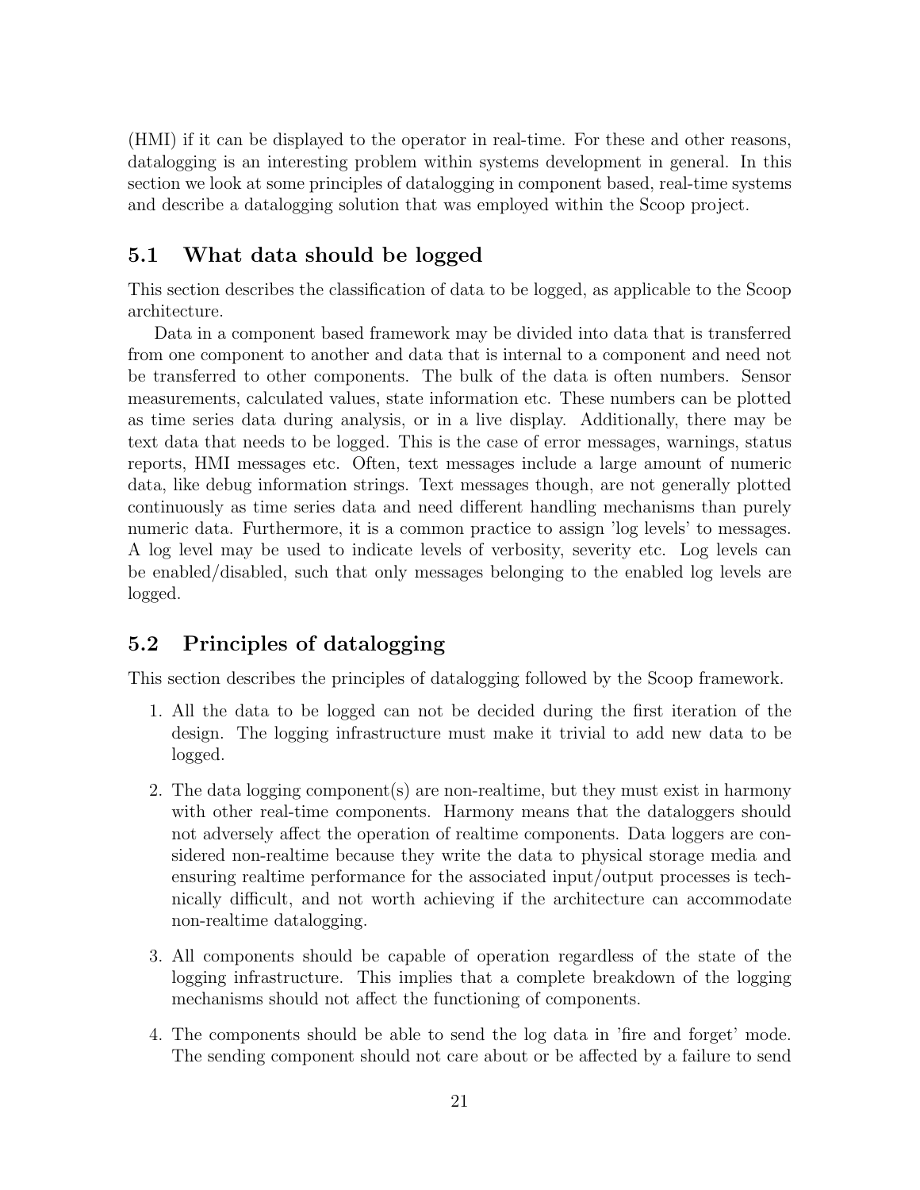(HMI) if it can be displayed to the operator in real-time. For these and other reasons, datalogging is an interesting problem within systems development in general. In this section we look at some principles of datalogging in component based, real-time systems and describe a datalogging solution that was employed within the Scoop project.

## 5.1 What data should be logged

This section describes the classification of data to be logged, as applicable to the Scoop architecture.

Data in a component based framework may be divided into data that is transferred from one component to another and data that is internal to a component and need not be transferred to other components. The bulk of the data is often numbers. Sensor measurements, calculated values, state information etc. These numbers can be plotted as time series data during analysis, or in a live display. Additionally, there may be text data that needs to be logged. This is the case of error messages, warnings, status reports, HMI messages etc. Often, text messages include a large amount of numeric data, like debug information strings. Text messages though, are not generally plotted continuously as time series data and need different handling mechanisms than purely numeric data. Furthermore, it is a common practice to assign 'log levels' to messages. A log level may be used to indicate levels of verbosity, severity etc. Log levels can be enabled/disabled, such that only messages belonging to the enabled log levels are logged.

## 5.2 Principles of datalogging

This section describes the principles of datalogging followed by the Scoop framework.

1. All the data to be logged can not be decided during the first iteration of the design. The logging infrastructure must make it trivial to add new data to be logged.

2. The data logging component(s) are non-realtime, but they must exist in harmony with other real-time components. Harmony means that the dataloggers should not adversely affect the operation of realtime components. Data loggers are considered non-realtime because they write the data to physical storage media and ensuring realtime performance for the associated input/output processes is technically difficult, and not worth achieving if the architecture can accommodate non-realtime datalogging.

3. All components should be capable of operation regardless of the state of the logging infrastructure. This implies that a complete breakdown of the logging mechanisms should not affect the functioning of components.

4. The components should be able to send the log data in 'fire and forget' mode. The sending component should not care about or be affected by a failure to send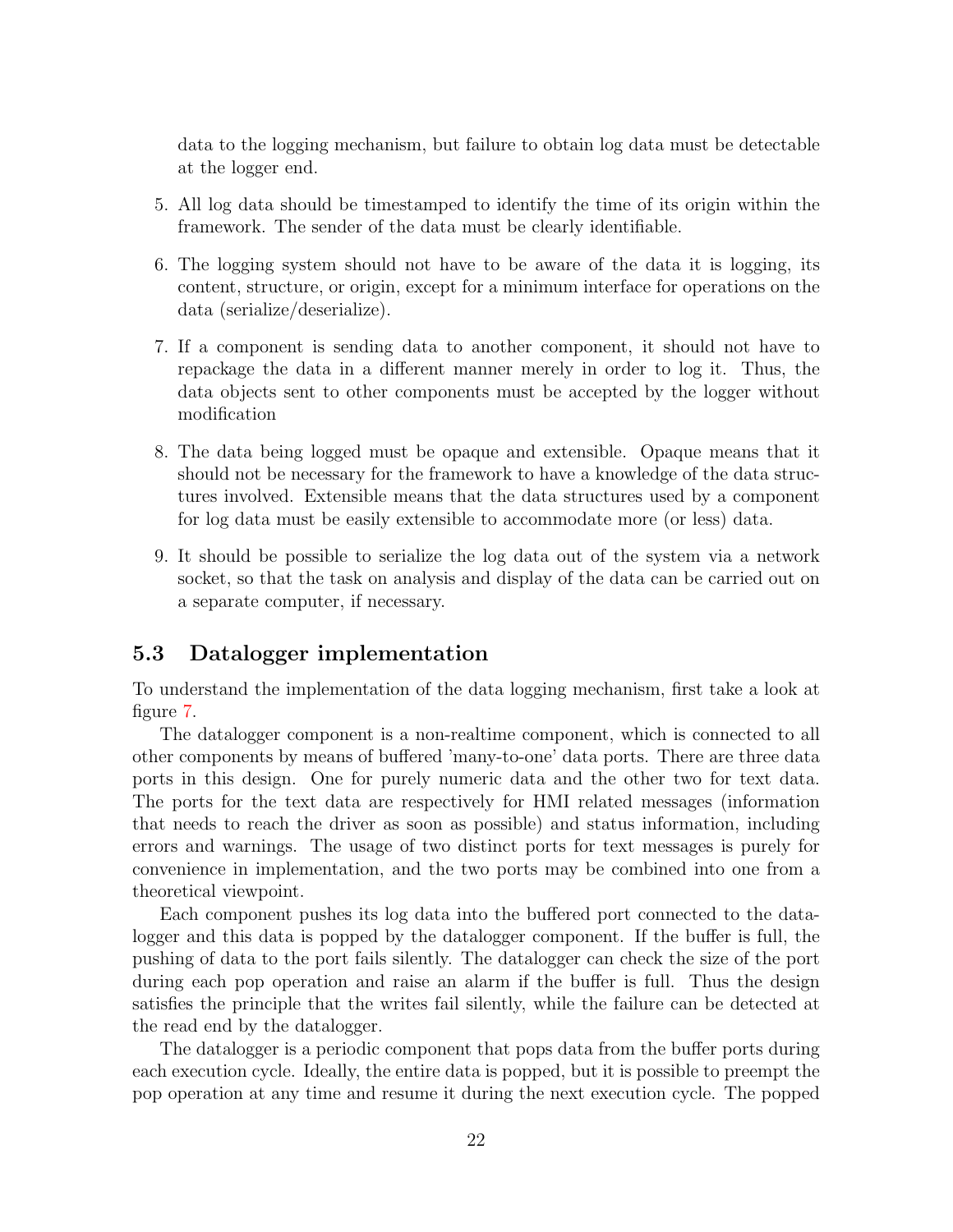data to the logging mechanism, but failure to obtain log data must be detectable at the logger end.

5. All log data should be timestamped to identify the time of its origin within the framework. The sender of the data must be clearly identifiable.

6. The logging system should not have to be aware of the data it is logging, its content, structure, or origin, except for a minimum interface for operations on the data (serialize/deserialize).

7. If a component is sending data to another component, it should not have to repackage the data in a different manner merely in order to log it. Thus, the data objects sent to other components must be accepted by the logger without modification

8. The data being logged must be opaque and extensible. Opaque means that it should not be necessary for the framework to have a knowledge of the data structures involved. Extensible means that the data structures used by a component for log data must be easily extensible to accommodate more (or less) data.

9. It should be possible to serialize the log data out of the system via a network socket, so that the task on analysis and display of the data can be carried out on a separate computer, if necessary.

### 5.3 Datalogger implementation

To understand the implementation of the data logging mechanism, first take a look at figure 7.

The datalogger component is a non-realtime component, which is connected to all other components by means of buffered 'many-to-one' data ports. There are three data ports in this design. One for purely numeric data and the other two for text data. The ports for the text data are respectively for HMI related messages (information that needs to reach the driver as soon as possible) and status information, including errors and warnings. The usage of two distinct ports for text messages is purely for convenience in implementation, and the two ports may be combined into one from a theoretical viewpoint.

Each component pushes its log data into the buffered port connected to the datalogger and this data is popped by the datalogger component. If the buffer is full, the pushing of data to the port fails silently. The datalogger can check the size of the port during each pop operation and raise an alarm if the buffer is full. Thus the design satisfies the principle that the writes fail silently, while the failure can be detected at the read end by the datalogger.

The datalogger is a periodic component that pops data from the buffer ports during each execution cycle. Ideally, the entire data is popped, but it is possible to preempt the pop operation at any time and resume it during the next execution cycle. The popped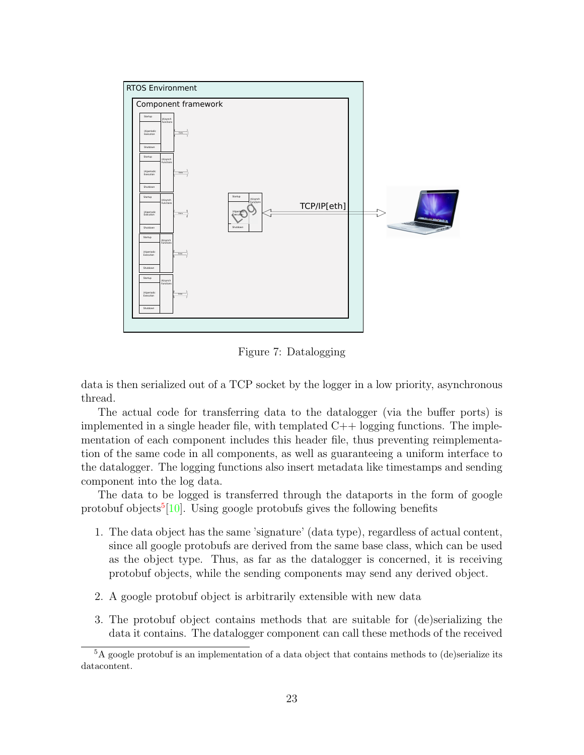Figure 7: Datalogging

data is then serialized out of a TCP socket by the logger in a low priority, asynchronous thread.

The actual code for transferring data to the datalogger (via the buffer ports) is implemented in a single header file, with templated C++ logging functions. The implementation of each component includes this header file, thus preventing reimplementation of the same code in all components, as well as guaranteeing a uniform interface to the datalogger. The logging functions also insert metadata like timestamps and sending component into the log data.

The data to be logged is transferred through the dataports in the form of google protobuf objects[5][10]. Using google protobufs gives the following benefits

1. The data object has the same 'signature' (data type), regardless of actual content, since all google protobufs are derived from the same base class, which can be used as the object type. Thus, as far as the datalogger is concerned, it is receiving protobuf objects, while the sending components may send any derived object.
2. A google protobuf object is arbitrarily extensible with new data
3. The protobuf object contains methods that are suitable for (de)serializing the data it contains. The datalogger component can call these methods of the received

[5] A google protobuf is an implementation of a data object that contains methods to (de)serialize its datacontent.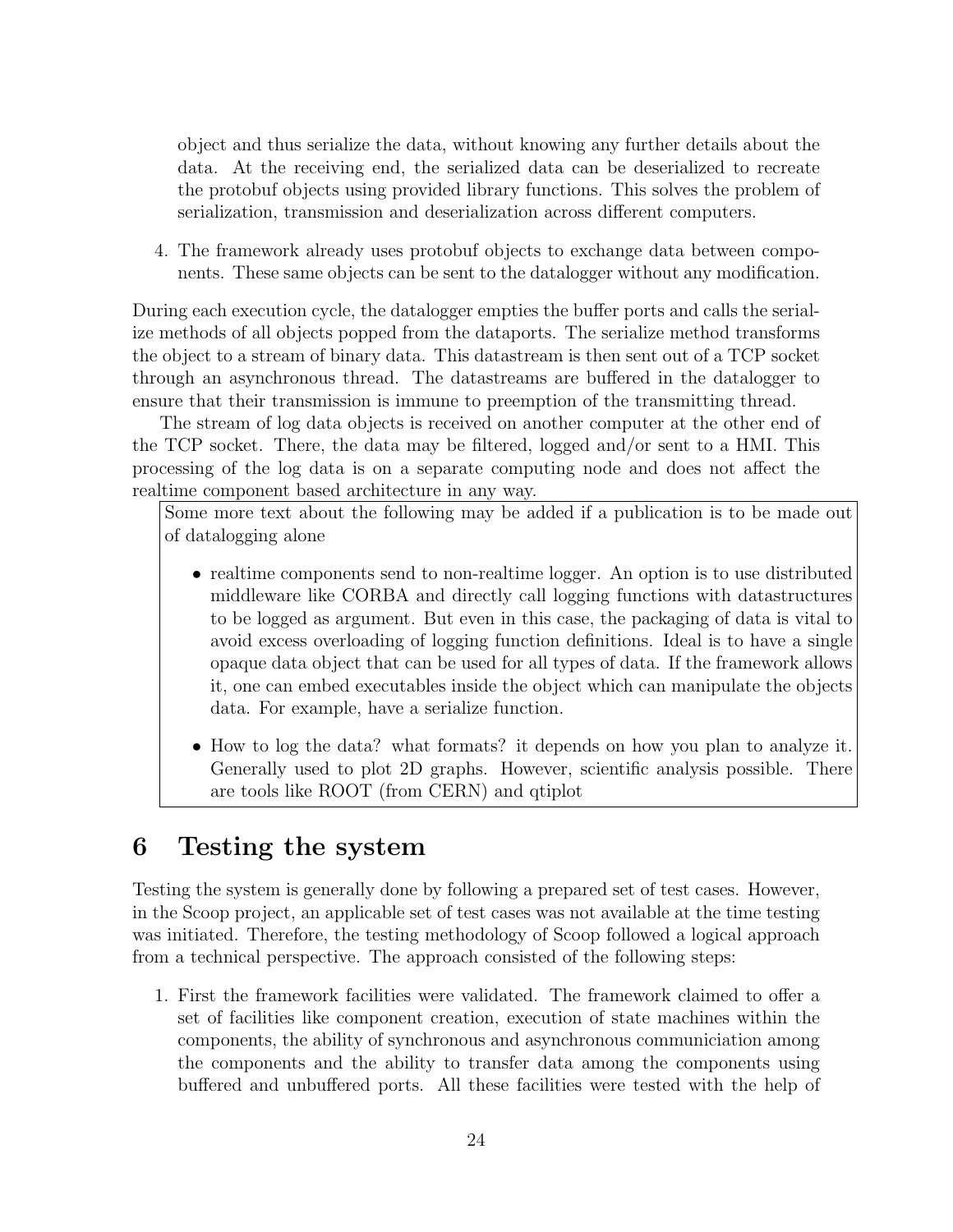object and thus serialize the data, without knowing any further details about the data. At the receiving end, the serialized data can be deserialized to recreate the protobuf objects using provided library functions. This solves the problem of serialization, transmission and deserialization across different computers.

4. The framework already uses protobuf objects to exchange data between components. These same objects can be sent to the datalogger without any modification.

During each execution cycle, the datalogger empties the buffer ports and calls the serialize methods of all objects popped from the dataports. The serialize method transforms the object to a stream of binary data. This datastream is then sent out of a TCP socket through an asynchronous thread. The datastreams are buffered in the datalogger to ensure that their transmission is immune to preemption of the transmitting thread.

The stream of log data objects is received on another computer at the other end of the TCP socket. There, the data may be filtered, logged and/or sent to a HMI. This processing of the log data is on a separate computing node and does not affect the realtime component based architecture in any way.

Some more text about the following may be added if a publication is to be made out of datalogging alone

- realtime components send to non-realtime logger. An option is to use distributed middleware like CORBA and directly call logging functions with datastructures to be logged as argument. But even in this case, the packaging of data is vital to avoid excess overloading of logging function definitions. Ideal is to have a single opaque data object that can be used for all types of data. If the framework allows it, one can embed executables inside the object which can manipulate the objects data. For example, have a serialize function.
- How to log the data? what formats? it depends on how you plan to analyze it. Generally used to plot 2D graphs. However, scientific analysis possible. There are tools like ROOT (from CERN) and qtiplot

# 6 Testing the system

Testing the system is generally done by following a prepared set of test cases. However, in the Scoop project, an applicable set of test cases was not available at the time testing was initiated. Therefore, the testing methodology of Scoop followed a logical approach from a technical perspective. The approach consisted of the following steps:

1. First the framework facilities were validated. The framework claimed to offer a set of facilities like component creation, execution of state machines within the components, the ability of synchronous and asynchronous communiciation among the components and the ability to transfer data among the components using buffered and unbuffered ports. All these facilities were tested with the help of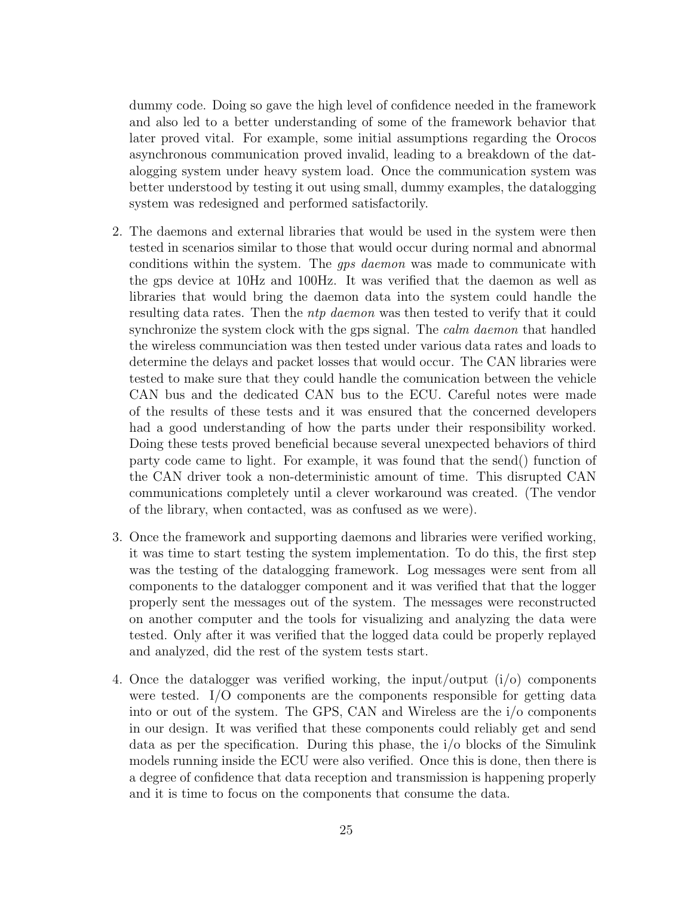dummy code. Doing so gave the high level of confidence needed in the framework and also led to a better understanding of some of the framework behavior that later proved vital. For example, some initial assumptions regarding the Orocos asynchronous communication proved invalid, leading to a breakdown of the datalogging system under heavy system load. Once the communication system was better understood by testing it out using small, dummy examples, the datalogging system was redesigned and performed satisfactorily.

2. The daemons and external libraries that would be used in the system were then tested in scenarios similar to those that would occur during normal and abnormal conditions within the system. The *gps daemon* was made to communicate with the gps device at 10Hz and 100Hz. It was verified that the daemon as well as libraries that would bring the daemon data into the system could handle the resulting data rates. Then the *ntp daemon* was then tested to verify that it could synchronize the system clock with the gps signal. The *calm daemon* that handled the wireless communciation was then tested under various data rates and loads to determine the delays and packet losses that would occur. The CAN libraries were tested to make sure that they could handle the comunication between the vehicle CAN bus and the dedicated CAN bus to the ECU. Careful notes were made of the results of these tests and it was ensured that the concerned developers had a good understanding of how the parts under their responsibility worked. Doing these tests proved beneficial because several unexpected behaviors of third party code came to light. For example, it was found that the send() function of the CAN driver took a non-deterministic amount of time. This disrupted CAN communications completely until a clever workaround was created. (The vendor of the library, when contacted, was as confused as we were).

3. Once the framework and supporting daemons and libraries were verified working, it was time to start testing the system implementation. To do this, the first step was the testing of the datalogging framework. Log messages were sent from all components to the datalogger component and it was verified that that the logger properly sent the messages out of the system. The messages were reconstructed on another computer and the tools for visualizing and analyzing the data were tested. Only after it was verified that the logged data could be properly replayed and analyzed, did the rest of the system tests start.

4. Once the datalogger was verified working, the input/output (i/o) components were tested. I/O components are the components responsible for getting data into or out of the system. The GPS, CAN and Wireless are the i/o components in our design. It was verified that these components could reliably get and send data as per the specification. During this phase, the i/o blocks of the Simulink models running inside the ECU were also verified. Once this is done, then there is a degree of confidence that data reception and transmission is happening properly and it is time to focus on the components that consume the data.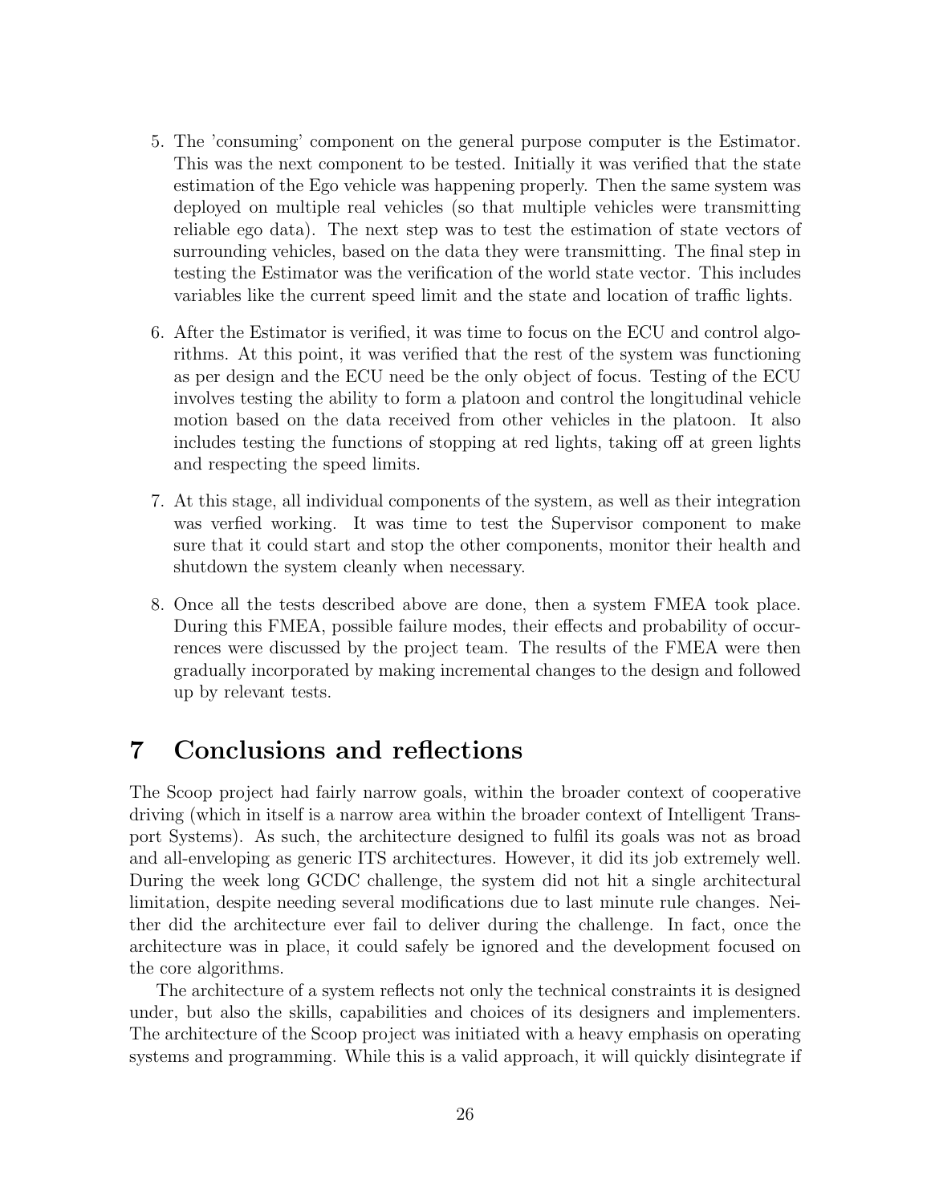5. The 'consuming' component on the general purpose computer is the Estimator. This was the next component to be tested. Initially it was verified that the state estimation of the Ego vehicle was happening properly. Then the same system was deployed on multiple real vehicles (so that multiple vehicles were transmitting reliable ego data). The next step was to test the estimation of state vectors of surrounding vehicles, based on the data they were transmitting. The final step in testing the Estimator was the verification of the world state vector. This includes variables like the current speed limit and the state and location of traffic lights.

6. After the Estimator is verified, it was time to focus on the ECU and control algorithms. At this point, it was verified that the rest of the system was functioning as per design and the ECU need be the only object of focus. Testing of the ECU involves testing the ability to form a platoon and control the longitudinal vehicle motion based on the data received from other vehicles in the platoon. It also includes testing the functions of stopping at red lights, taking off at green lights and respecting the speed limits.

7. At this stage, all individual components of the system, as well as their integration was verfied working. It was time to test the Supervisor component to make sure that it could start and stop the other components, monitor their health and shutdown the system cleanly when necessary.

8. Once all the tests described above are done, then a system FMEA took place. During this FMEA, possible failure modes, their effects and probability of occurrences were discussed by the project team. The results of the FMEA were then gradually incorporated by making incremental changes to the design and followed up by relevant tests.

# 7 Conclusions and reflections

The Scoop project had fairly narrow goals, within the broader context of cooperative driving (which in itself is a narrow area within the broader context of Intelligent Transport Systems). As such, the architecture designed to fulfil its goals was not as broad and all-enveloping as generic ITS architectures. However, it did its job extremely well. During the week long GCDC challenge, the system did not hit a single architectural limitation, despite needing several modifications due to last minute rule changes. Neither did the architecture ever fail to deliver during the challenge. In fact, once the architecture was in place, it could safely be ignored and the development focused on the core algorithms.

The architecture of a system reflects not only the technical constraints it is designed under, but also the skills, capabilities and choices of its designers and implementers. The architecture of the Scoop project was initiated with a heavy emphasis on operating systems and programming. While this is a valid approach, it will quickly disintegrate if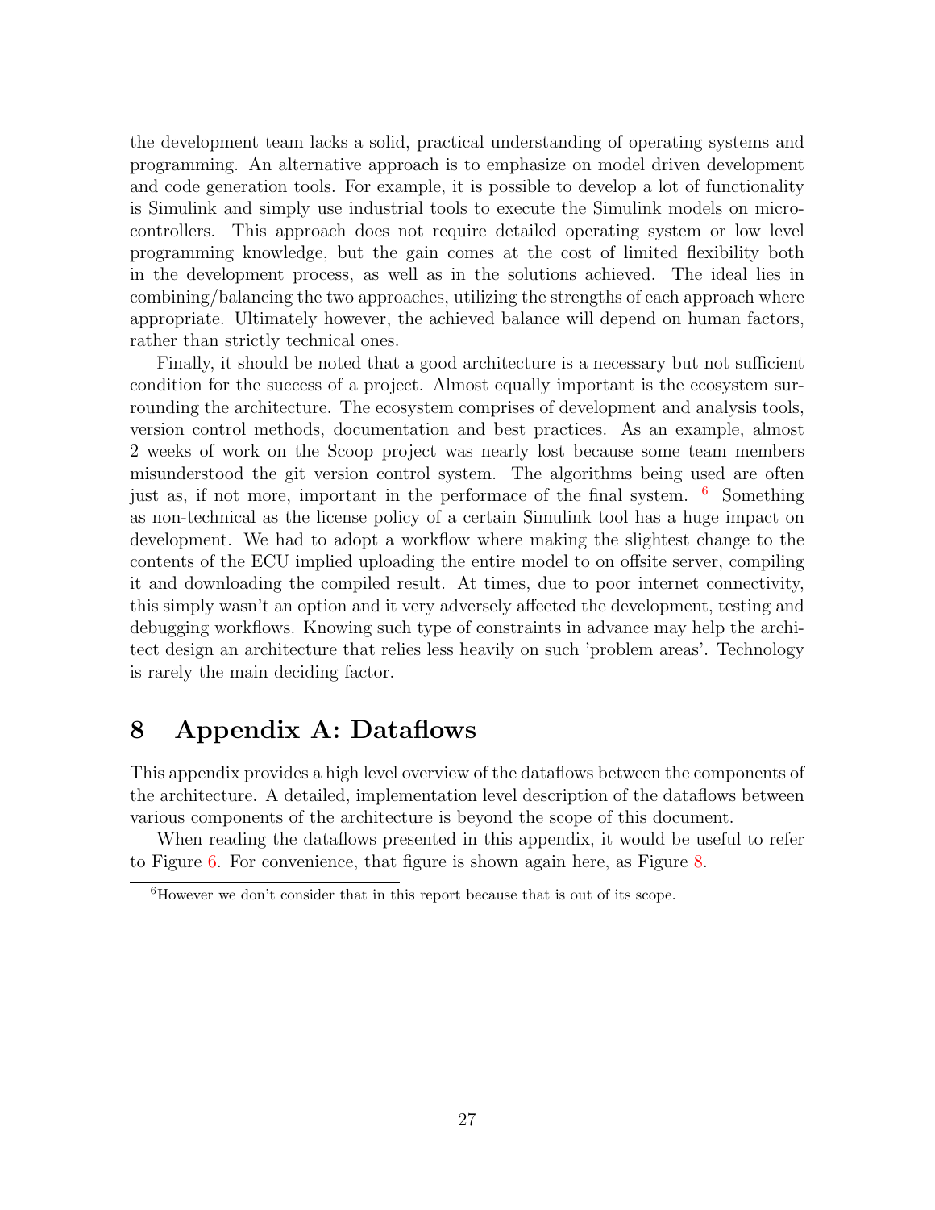the development team lacks a solid, practical understanding of operating systems and programming. An alternative approach is to emphasize on model driven development and code generation tools. For example, it is possible to develop a lot of functionality is Simulink and simply use industrial tools to execute the Simulink models on micro-controllers. This approach does not require detailed operating system or low level programming knowledge, but the gain comes at the cost of limited flexibility both in the development process, as well as in the solutions achieved. The ideal lies in combining/balancing the two approaches, utilizing the strengths of each approach where appropriate. Ultimately however, the achieved balance will depend on human factors, rather than strictly technical ones.

Finally, it should be noted that a good architecture is a necessary but not sufficient condition for the success of a project. Almost equally important is the ecosystem surrounding the architecture. The ecosystem comprises of development and analysis tools, version control methods, documentation and best practices. As an example, almost 2 weeks of work on the Scoop project was nearly lost because some team members misunderstood the git version control system. The algorithms being used are often just as, if not more, important in the performace of the final system. [6] Something as non-technical as the license policy of a certain Simulink tool has a huge impact on development. We had to adopt a workflow where making the slightest change to the contents of the ECU implied uploading the entire model to on offsite server, compiling it and downloading the compiled result. At times, due to poor internet connectivity, this simply wasn't an option and it very adversely affected the development, testing and debugging workflows. Knowing such type of constraints in advance may help the architect design an architecture that relies less heavily on such 'problem areas'. Technology is rarely the main deciding factor.

# 8 Appendix A: Dataflows

This appendix provides a high level overview of the dataflows between the components of the architecture. A detailed, implementation level description of the dataflows between various components of the architecture is beyond the scope of this document.

When reading the dataflows presented in this appendix, it would be useful to refer to Figure 6. For convenience, that figure is shown again here, as Figure 8.

[6] However we don't consider that in this report because that is out of its scope.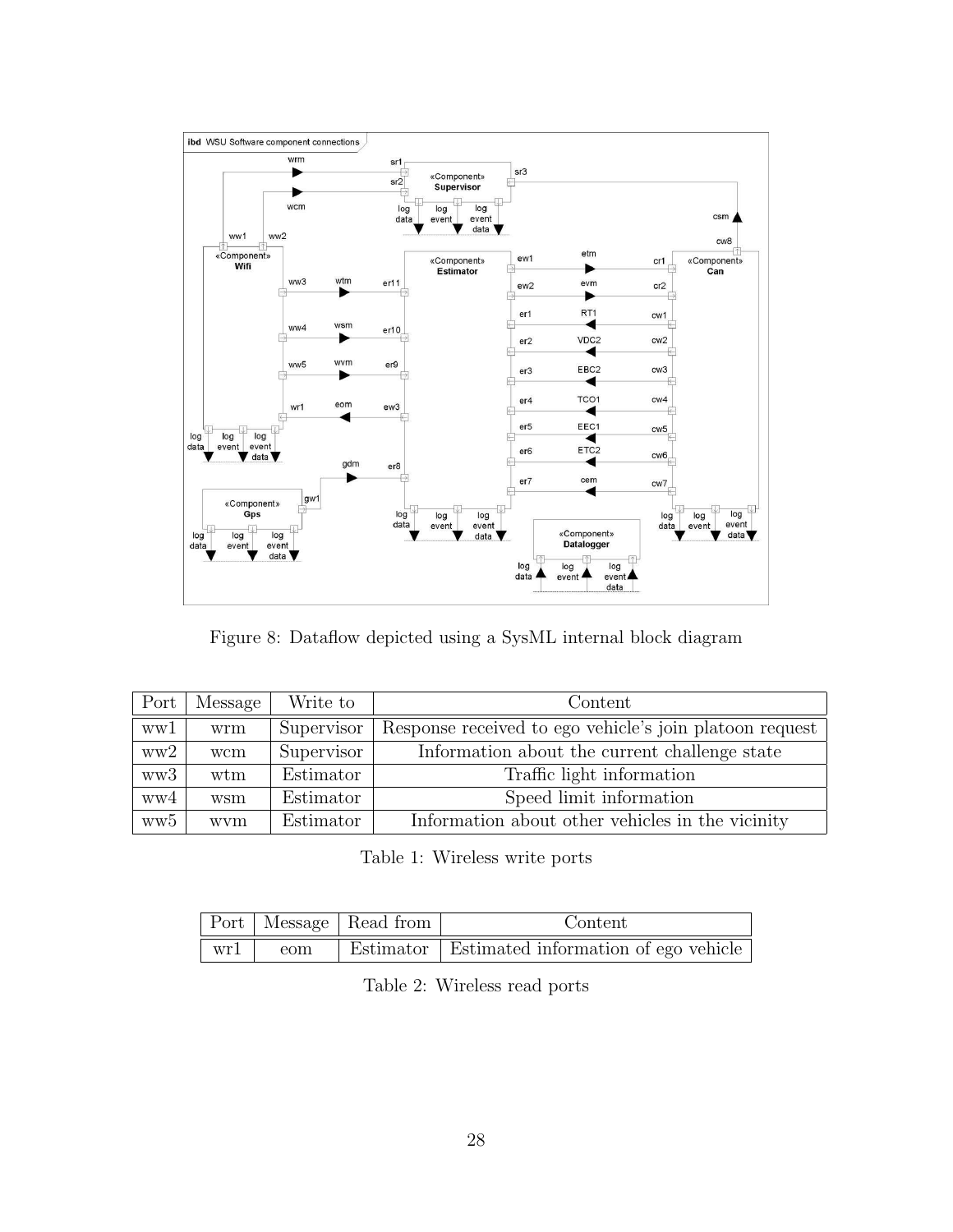Figure 8: Dataflow depicted using a SysML internal block diagram

| Port | Message | Write to | Content |
|---|---|---|---|
| ww1 | wrm | Supervisor | Response received to ego vehicle's join platoon request |
| ww2 | wcm | Supervisor | Information about the current challenge state |
| ww3 | wtm | Estimator | Traffic light information |
| ww4 | wsm | Estimator | Speed limit information |
| ww5 | wvm | Estimator | Information about other vehicles in the vicinity |

Table 1: Wireless write ports

| Port | Message | Read from | Content |
|---|---|---|---|
| wr1 | eom | Estimator | Estimated information of ego vehicle |

Table 2: Wireless read ports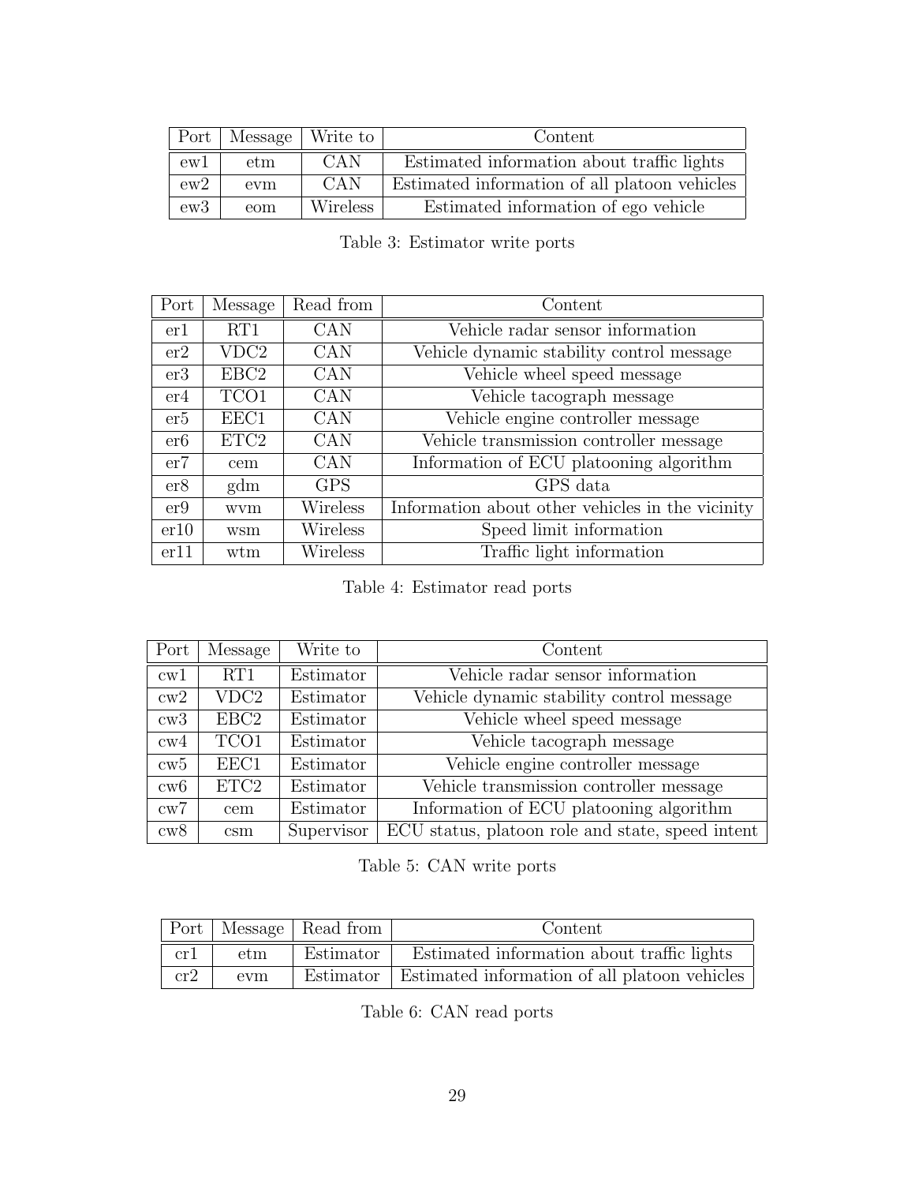| Port | Message | Write to | Content |
|---|---|---|---|
| ew1 | etm | CAN | Estimated information about traffic lights |
| ew2 | evm | CAN | Estimated information of all platoon vehicles |
| ew3 | eom | Wireless | Estimated information of ego vehicle |

Table 3: Estimator write ports

| Port | Message | Read from | Content |
|---|---|---|---|
| er1 | RT1 | CAN | Vehicle radar sensor information |
| er2 | VDC2 | CAN | Vehicle dynamic stability control message |
| er3 | EBC2 | CAN | Vehicle wheel speed message |
| er4 | TCO1 | CAN | Vehicle tacograph message |
| er5 | EEC1 | CAN | Vehicle engine controller message |
| er6 | ETC2 | CAN | Vehicle transmission controller message |
| er7 | cem | CAN | Information of ECU platooning algorithm |
| er8 | gdm | GPS | GPS data |
| er9 | wvm | Wireless | Information about other vehicles in the vicinity |
| er10 | wsm | Wireless | Speed limit information |
| er11 | wtm | Wireless | Traffic light information |

Table 4: Estimator read ports

| Port | Message | Write to | Content |
|---|---|---|---|
| cw1 | RT1 | Estimator | Vehicle radar sensor information |
| cw2 | VDC2 | Estimator | Vehicle dynamic stability control message |
| cw3 | EBC2 | Estimator | Vehicle wheel speed message |
| cw4 | TCO1 | Estimator | Vehicle tacograph message |
| cw5 | EEC1 | Estimator | Vehicle engine controller message |
| cw6 | ETC2 | Estimator | Vehicle transmission controller message |
| cw7 | cem | Estimator | Information of ECU platooning algorithm |
| cw8 | csm | Supervisor | ECU status, platoon role and state, speed intent |

Table 5: CAN write ports

| Port | Message | Read from | Content |
|---|---|---|---|
| cr1 | etm | Estimator | Estimated information about traffic lights |
| cr2 | evm | Estimator | Estimated information of all platoon vehicles |

Table 6: CAN read ports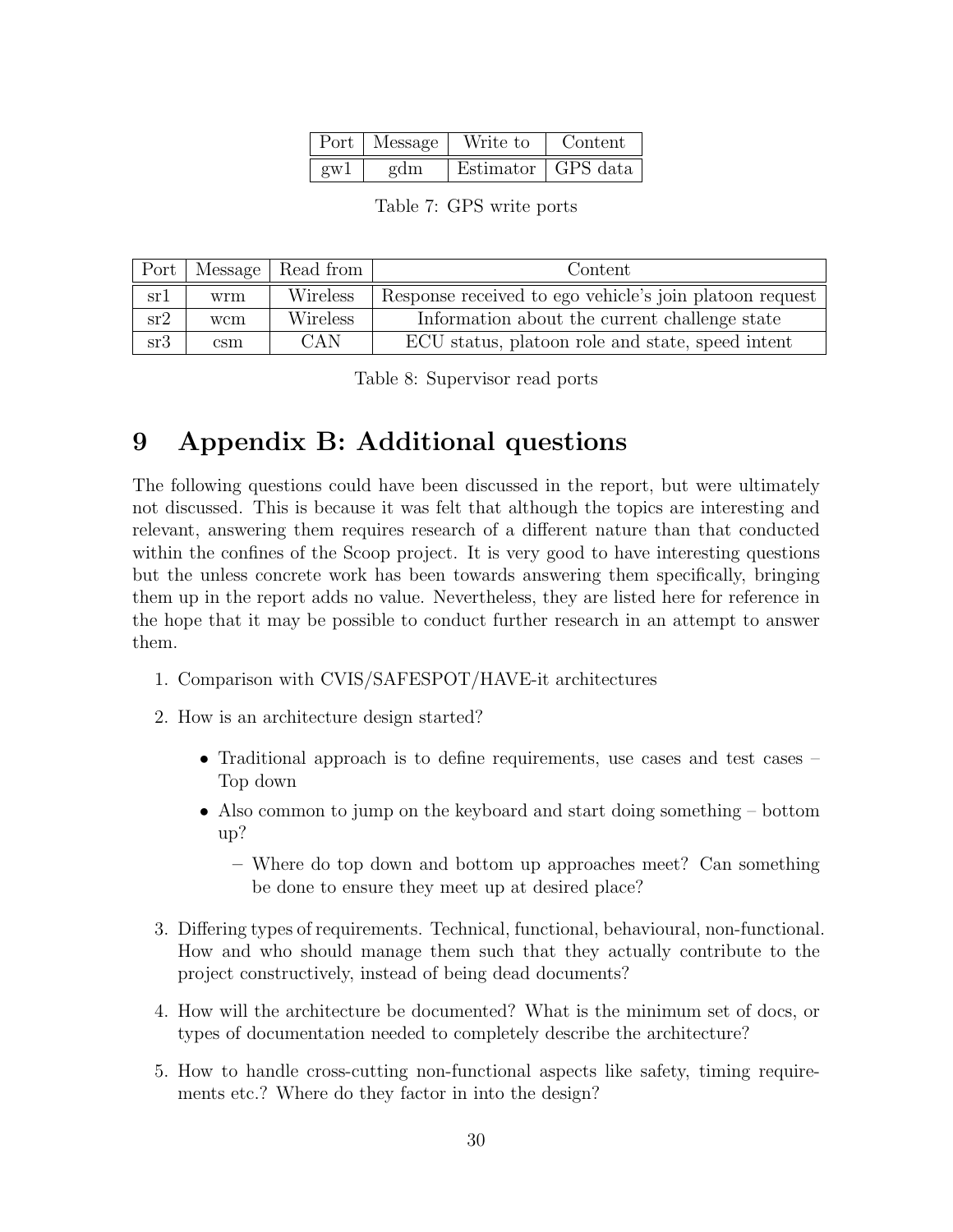| Port | Message | Write to | Content |
|---|---|---|---|
| gw1 | gdm | Estimator | GPS data |

Table 7: GPS write ports

| Port | Message | Read from | Content |
|---|---|---|---|
| sr1 | wrm | Wireless | Response received to ego vehicle's join platoon request |
| sr2 | wcm | Wireless | Information about the current challenge state |
| sr3 | csm | CAN | ECU status, platoon role and state, speed intent |

Table 8: Supervisor read ports

# 9 Appendix B: Additional questions

The following questions could have been discussed in the report, but were ultimately not discussed. This is because it was felt that although the topics are interesting and relevant, answering them requires research of a different nature than that conducted within the confines of the Scoop project. It is very good to have interesting questions but the unless concrete work has been towards answering them specifically, bringing them up in the report adds no value. Nevertheless, they are listed here for reference in the hope that it may be possible to conduct further research in an attempt to answer them.

1. Comparison with CVIS/SAFESPOT/HAVE-it architectures
2. How is an architecture design started?
   - Traditional approach is to define requirements, use cases and test cases – Top down
   - Also common to jump on the keyboard and start doing something – bottom up?
     - Where do top down and bottom up approaches meet? Can something be done to ensure they meet up at desired place?
3. Differing types of requirements. Technical, functional, behavioural, non-functional. How and who should manage them such that they actually contribute to the project constructively, instead of being dead documents?
4. How will the architecture be documented? What is the minimum set of docs, or types of documentation needed to completely describe the architecture?
5. How to handle cross-cutting non-functional aspects like safety, timing requirements etc.? Where do they factor in into the design?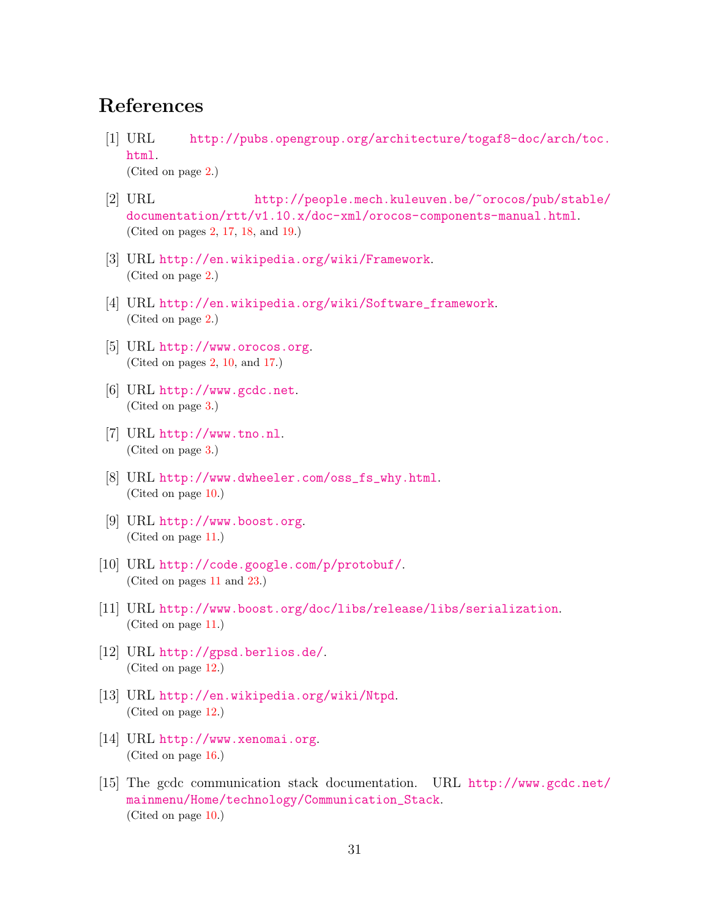# References

[1] URL http://pubs.opengroup.org/architecture/togaf8-doc/arch/toc.html.
(Cited on page 2.)

[2] URL http://people.mech.kuleuven.be/~orocos/pub/stable/documentation/rtt/v1.10.x/doc-xml/orocos-components-manual.html.
(Cited on pages 2, 17, 18, and 19.)

[3] URL http://en.wikipedia.org/wiki/Framework.
(Cited on page 2.)

[4] URL http://en.wikipedia.org/wiki/Software_framework.
(Cited on page 2.)

[5] URL http://www.orocos.org.
(Cited on pages 2, 10, and 17.)

[6] URL http://www.gcdc.net.
(Cited on page 3.)

[7] URL http://www.tno.nl.
(Cited on page 3.)

[8] URL http://www.dwheeler.com/oss_fs_why.html.
(Cited on page 10.)

[9] URL http://www.boost.org.
(Cited on page 11.)

[10] URL http://code.google.com/p/protobuf/.
(Cited on pages 11 and 23.)

[11] URL http://www.boost.org/doc/libs/release/libs/serialization.
(Cited on page 11.)

[12] URL http://gpsd.berlios.de/.
(Cited on page 12.)

[13] URL http://en.wikipedia.org/wiki/Ntpd.
(Cited on page 12.)

[14] URL http://www.xenomai.org.
(Cited on page 16.)

[15] The gcdc communication stack documentation. URL http://www.gcdc.net/mainmenu/Home/technology/Communication_Stack.
(Cited on page 10.)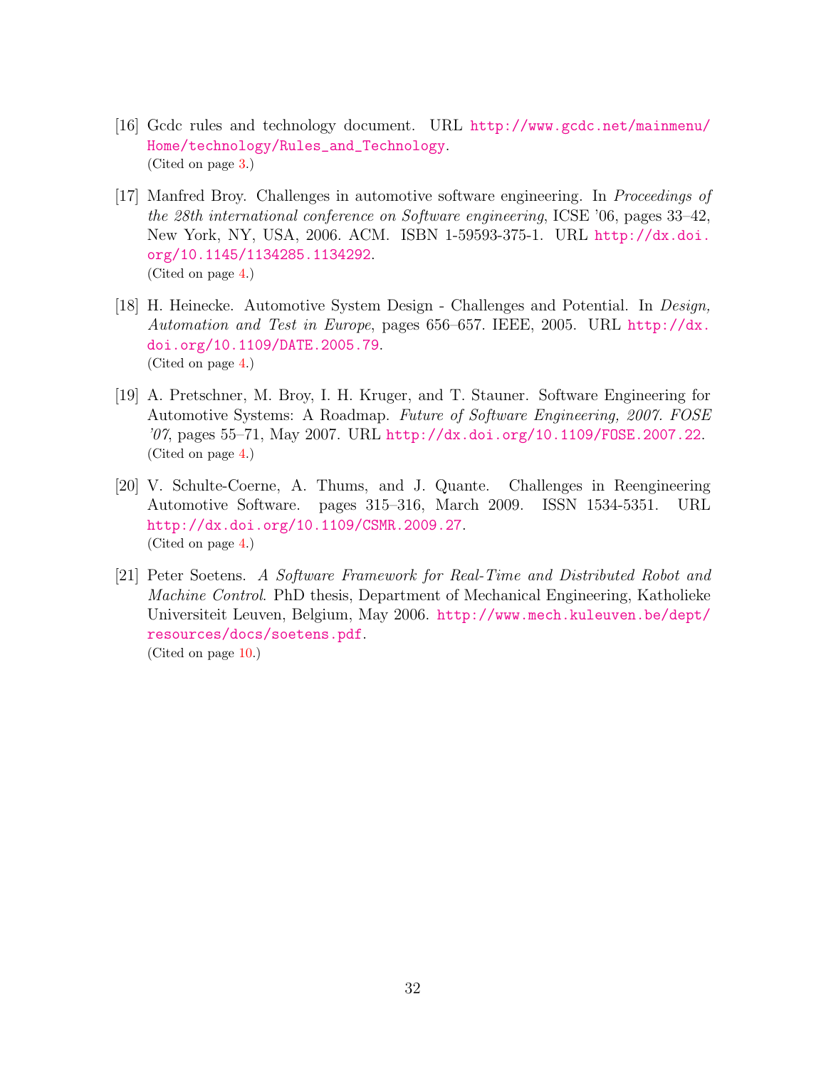[16] Gcdc rules and technology document. URL http://www.gcdc.net/mainmenu/Home/technology/Rules_and_Technology.
(Cited on page 3.)

[17] Manfred Broy. Challenges in automotive software engineering. In *Proceedings of the 28th international conference on Software engineering*, ICSE '06, pages 33–42, New York, NY, USA, 2006. ACM. ISBN 1-59593-375-1. URL http://dx.doi.org/10.1145/1134285.1134292.
(Cited on page 4.)

[18] H. Heinecke. Automotive System Design - Challenges and Potential. In *Design, Automation and Test in Europe*, pages 656–657. IEEE, 2005. URL http://dx.doi.org/10.1109/DATE.2005.79.
(Cited on page 4.)

[19] A. Pretschner, M. Broy, I. H. Kruger, and T. Stauner. Software Engineering for Automotive Systems: A Roadmap. *Future of Software Engineering, 2007. FOSE '07*, pages 55–71, May 2007. URL http://dx.doi.org/10.1109/FOSE.2007.22.
(Cited on page 4.)

[20] V. Schulte-Coerne, A. Thums, and J. Quante. Challenges in Reengineering Automotive Software. pages 315–316, March 2009. ISSN 1534-5351. URL http://dx.doi.org/10.1109/CSMR.2009.27.
(Cited on page 4.)

[21] Peter Soetens. *A Software Framework for Real-Time and Distributed Robot and Machine Control*. PhD thesis, Department of Mechanical Engineering, Katholieke Universiteit Leuven, Belgium, May 2006. http://www.mech.kuleuven.be/dept/resources/docs/soetens.pdf.
(Cited on page 10.)